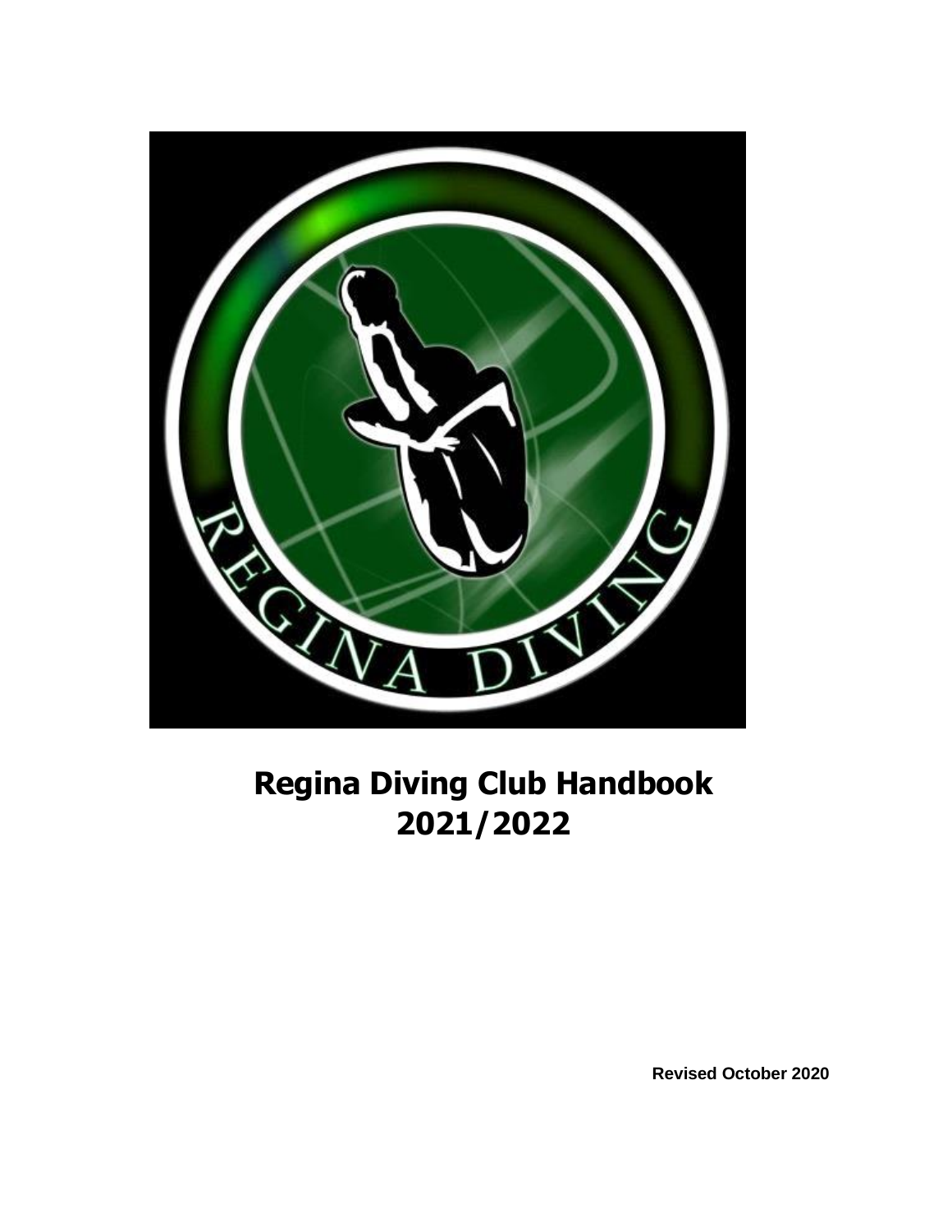# Regina Diving Club Handbook 2021/2022

Revised October 2020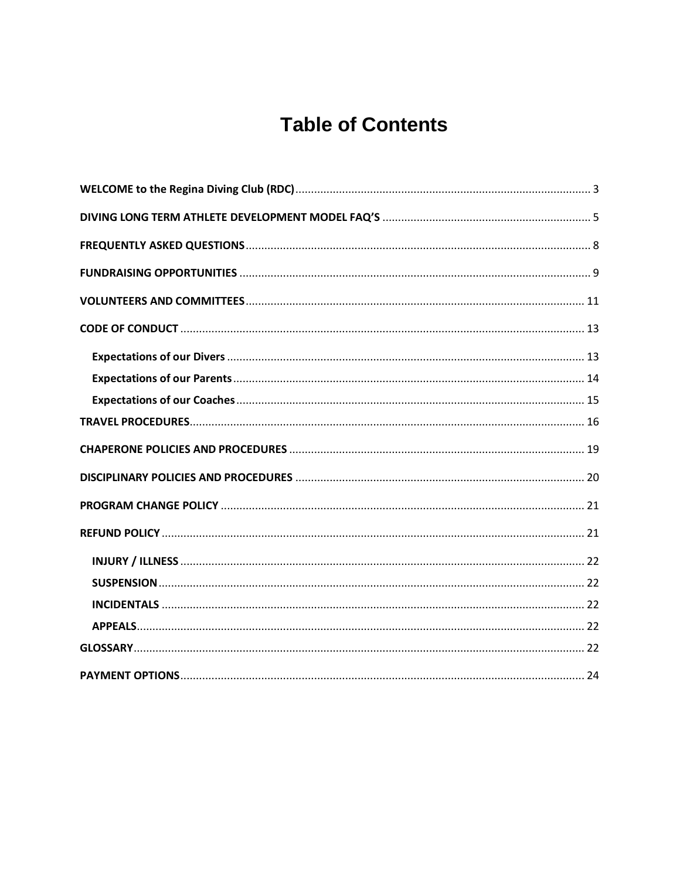# Table of Contents

WELCOME to the Regina Diving Club (RDC) ........ 3

DIVING LONG TERM ATHLETE DEVELOPMENT MODEL FAQ'S ........ 5

FREQUENTLY ASKED QUESTIONS ........ 8

FUNDRAISING OPPORTUNITIES ........ 9

VOLUNTEERS AND COMMITTEES ........ 11

CODE OF CONDUCT ........ 13

- Expectations of our Divers ........ 13
- Expectations of our Parents ........ 14
- Expectations of our Coaches ........ 15

TRAVEL PROCEDURES ........ 16

CHAPERONE POLICIES AND PROCEDURES ........ 19

DISCIPLINARY POLICIES AND PROCEDURES ........ 20

PROGRAM CHANGE POLICY ........ 21

REFUND POLICY ........ 21

- INJURY / ILLNESS ........ 22
- SUSPENSION ........ 22
- INCIDENTALS ........ 22
- APPEALS ........ 22

GLOSSARY ........ 22

PAYMENT OPTIONS ........ 24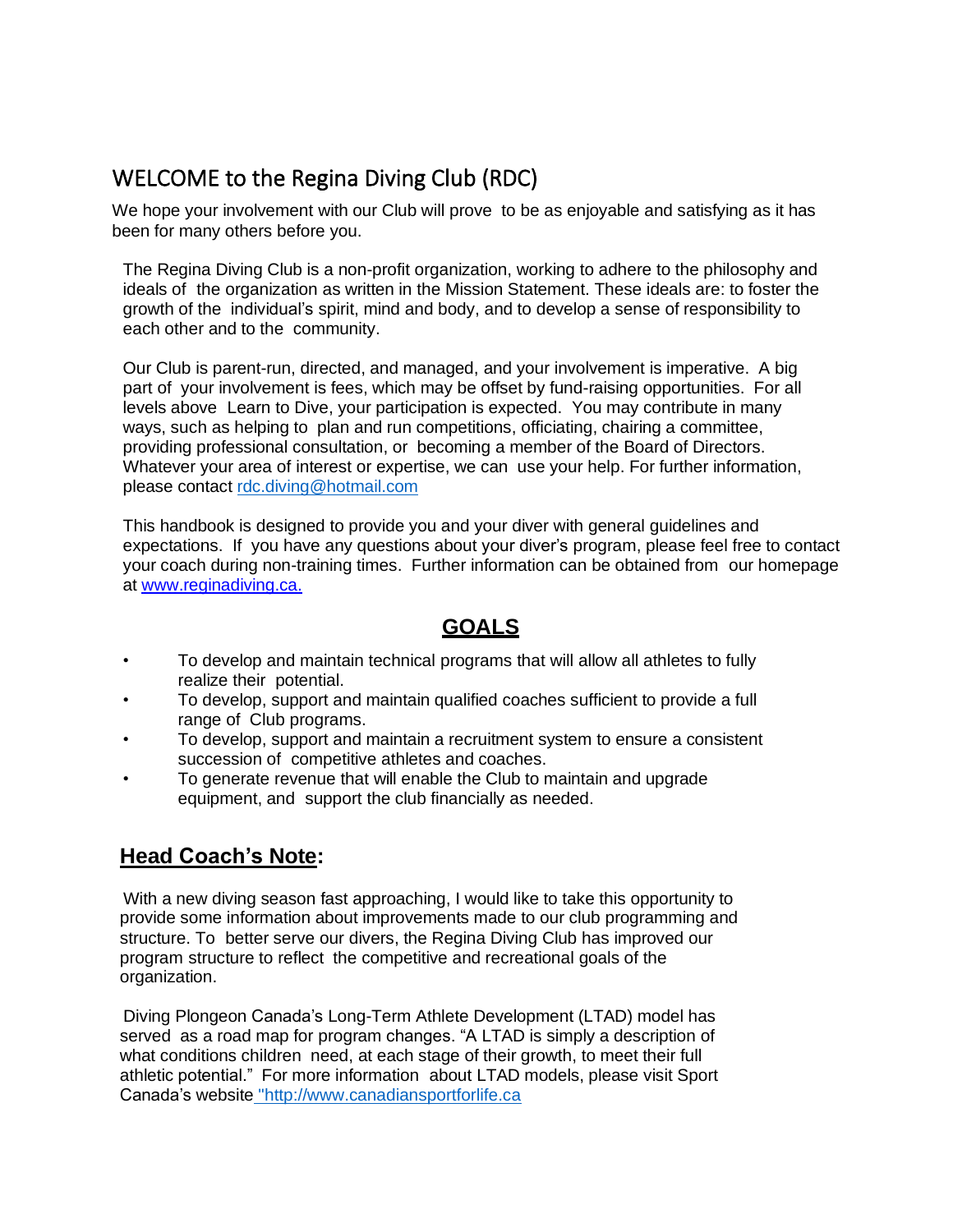# WELCOME to the Regina Diving Club (RDC)

We hope your involvement with our Club will prove to be as enjoyable and satisfying as it has been for many others before you.

The Regina Diving Club is a non-profit organization, working to adhere to the philosophy and ideals of the organization as written in the Mission Statement. These ideals are: to foster the growth of the individual's spirit, mind and body, and to develop a sense of responsibility to each other and to the community.

Our Club is parent-run, directed, and managed, and your involvement is imperative. A big part of your involvement is fees, which may be offset by fund-raising opportunities. For all levels above Learn to Dive, your participation is expected. You may contribute in many ways, such as helping to plan and run competitions, officiating, chairing a committee, providing professional consultation, or becoming a member of the Board of Directors. Whatever your area of interest or expertise, we can use your help. For further information, please contact rdc.diving@hotmail.com

This handbook is designed to provide you and your diver with general guidelines and expectations. If you have any questions about your diver's program, please feel free to contact your coach during non-training times. Further information can be obtained from our homepage at www.reginadiving.ca.

## GOALS

- To develop and maintain technical programs that will allow all athletes to fully realize their potential.
- To develop, support and maintain qualified coaches sufficient to provide a full range of Club programs.
- To develop, support and maintain a recruitment system to ensure a consistent succession of competitive athletes and coaches.
- To generate revenue that will enable the Club to maintain and upgrade equipment, and support the club financially as needed.

## Head Coach's Note:

With a new diving season fast approaching, I would like to take this opportunity to provide some information about improvements made to our club programming and structure. To better serve our divers, the Regina Diving Club has improved our program structure to reflect the competitive and recreational goals of the organization.

Diving Plongeon Canada's Long-Term Athlete Development (LTAD) model has served as a road map for program changes. "A LTAD is simply a description of what conditions children need, at each stage of their growth, to meet their full athletic potential." For more information about LTAD models, please visit Sport Canada's website "http://www.canadiansportforlife.ca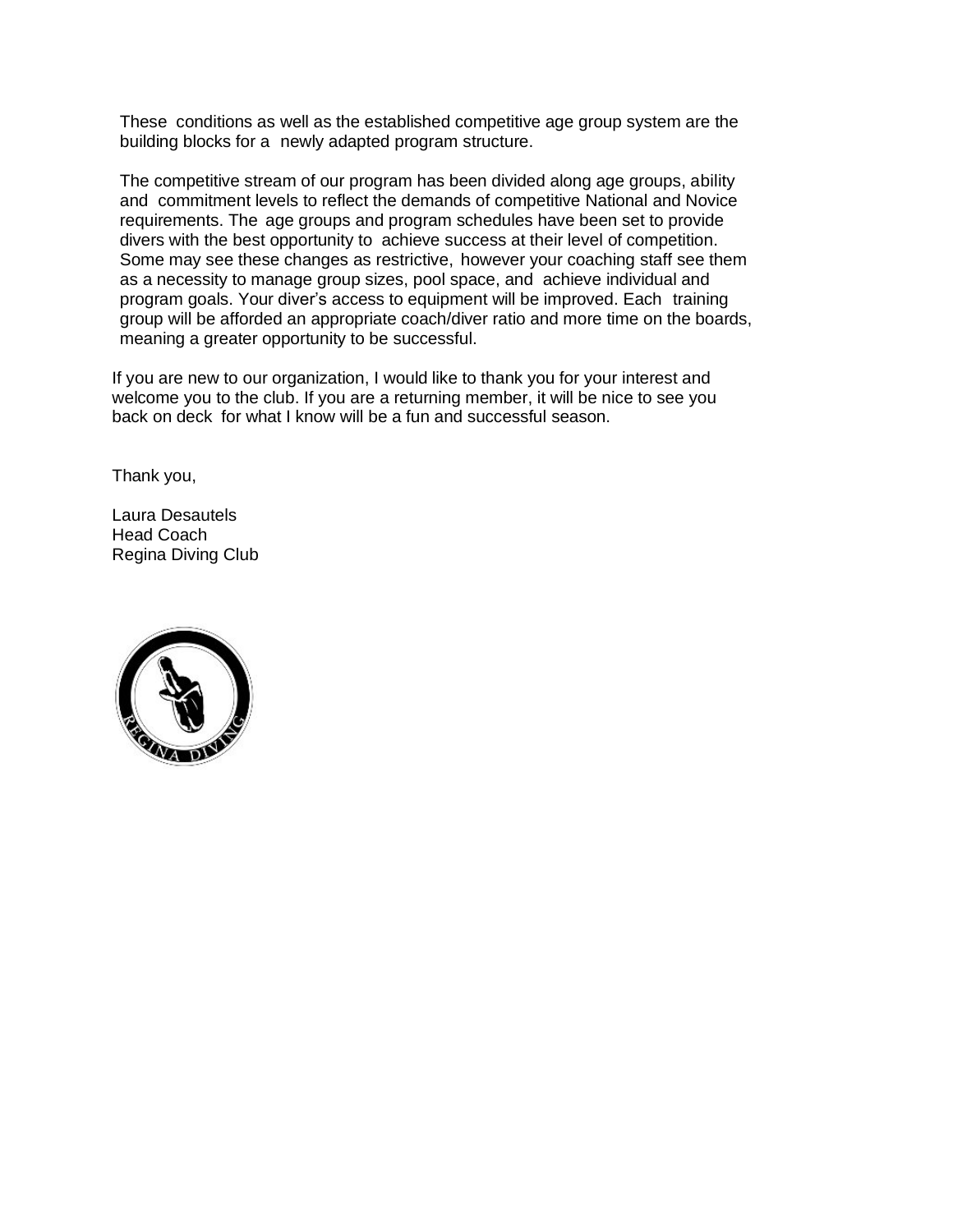These conditions as well as the established competitive age group system are the building blocks for a newly adapted program structure.

The competitive stream of our program has been divided along age groups, ability and commitment levels to reflect the demands of competitive National and Novice requirements. The age groups and program schedules have been set to provide divers with the best opportunity to achieve success at their level of competition. Some may see these changes as restrictive, however your coaching staff see them as a necessity to manage group sizes, pool space, and achieve individual and program goals. Your diver's access to equipment will be improved. Each training group will be afforded an appropriate coach/diver ratio and more time on the boards, meaning a greater opportunity to be successful.

If you are new to our organization, I would like to thank you for your interest and welcome you to the club. If you are a returning member, it will be nice to see you back on deck for what I know will be a fun and successful season.

Thank you,

Laura Desautels  
Head Coach  
Regina Diving Club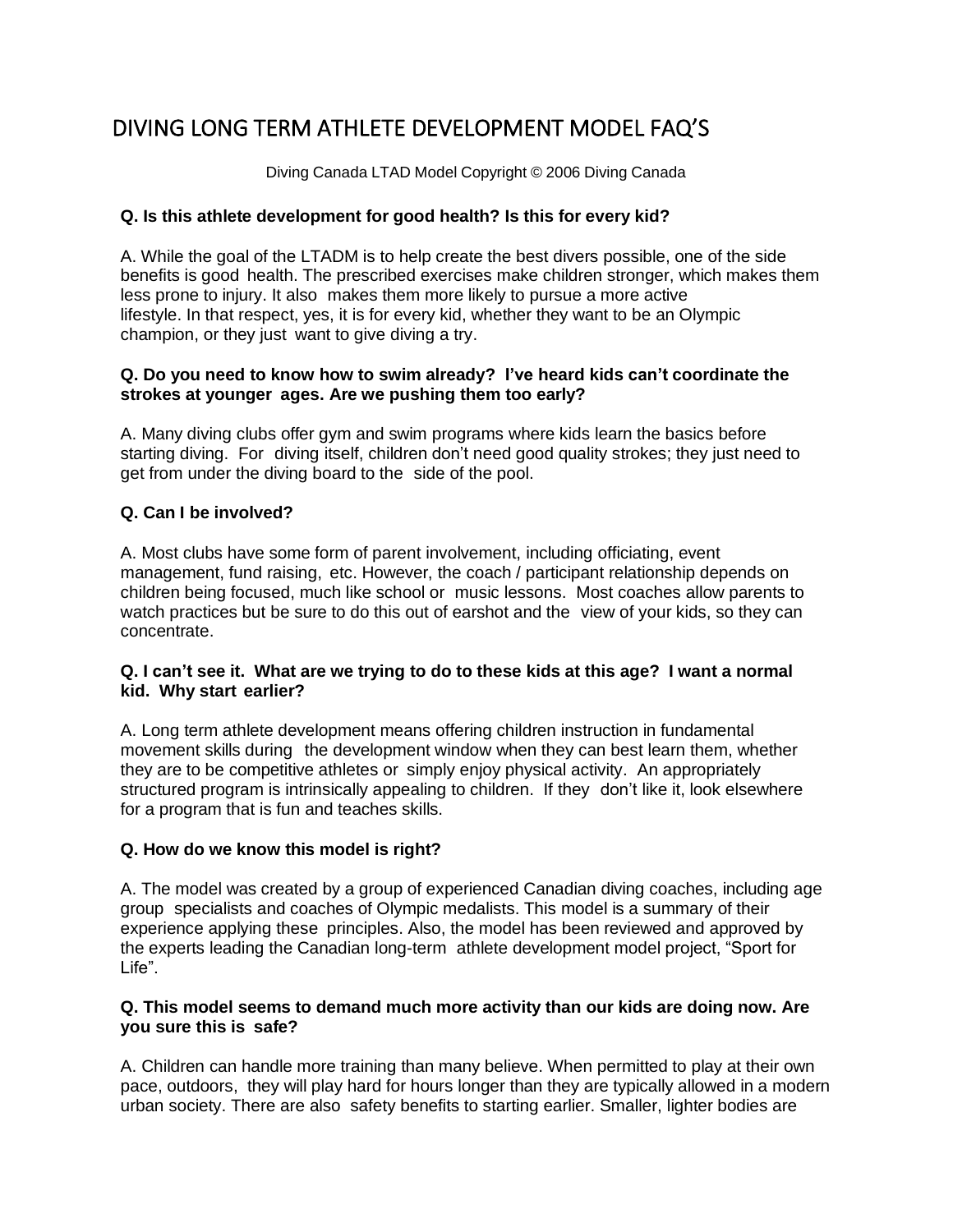# DIVING LONG TERM ATHLETE DEVELOPMENT MODEL FAQ'S

Diving Canada LTAD Model Copyright © 2006 Diving Canada

**Q. Is this athlete development for good health? Is this for every kid?**

A. While the goal of the LTADM is to help create the best divers possible, one of the side benefits is good health. The prescribed exercises make children stronger, which makes them less prone to injury. It also makes them more likely to pursue a more active lifestyle. In that respect, yes, it is for every kid, whether they want to be an Olympic champion, or they just want to give diving a try.

**Q. Do you need to know how to swim already? I've heard kids can't coordinate the strokes at younger ages. Are we pushing them too early?**

A. Many diving clubs offer gym and swim programs where kids learn the basics before starting diving. For diving itself, children don't need good quality strokes; they just need to get from under the diving board to the side of the pool.

**Q. Can I be involved?**

A. Most clubs have some form of parent involvement, including officiating, event management, fund raising, etc. However, the coach / participant relationship depends on children being focused, much like school or music lessons. Most coaches allow parents to watch practices but be sure to do this out of earshot and the view of your kids, so they can concentrate.

**Q. I can't see it. What are we trying to do to these kids at this age? I want a normal kid. Why start earlier?**

A. Long term athlete development means offering children instruction in fundamental movement skills during the development window when they can best learn them, whether they are to be competitive athletes or simply enjoy physical activity. An appropriately structured program is intrinsically appealing to children. If they don't like it, look elsewhere for a program that is fun and teaches skills.

**Q. How do we know this model is right?**

A. The model was created by a group of experienced Canadian diving coaches, including age group specialists and coaches of Olympic medalists. This model is a summary of their experience applying these principles. Also, the model has been reviewed and approved by the experts leading the Canadian long-term athlete development model project, "Sport for Life".

**Q. This model seems to demand much more activity than our kids are doing now. Are you sure this is safe?**

A. Children can handle more training than many believe. When permitted to play at their own pace, outdoors, they will play hard for hours longer than they are typically allowed in a modern urban society. There are also safety benefits to starting earlier. Smaller, lighter bodies are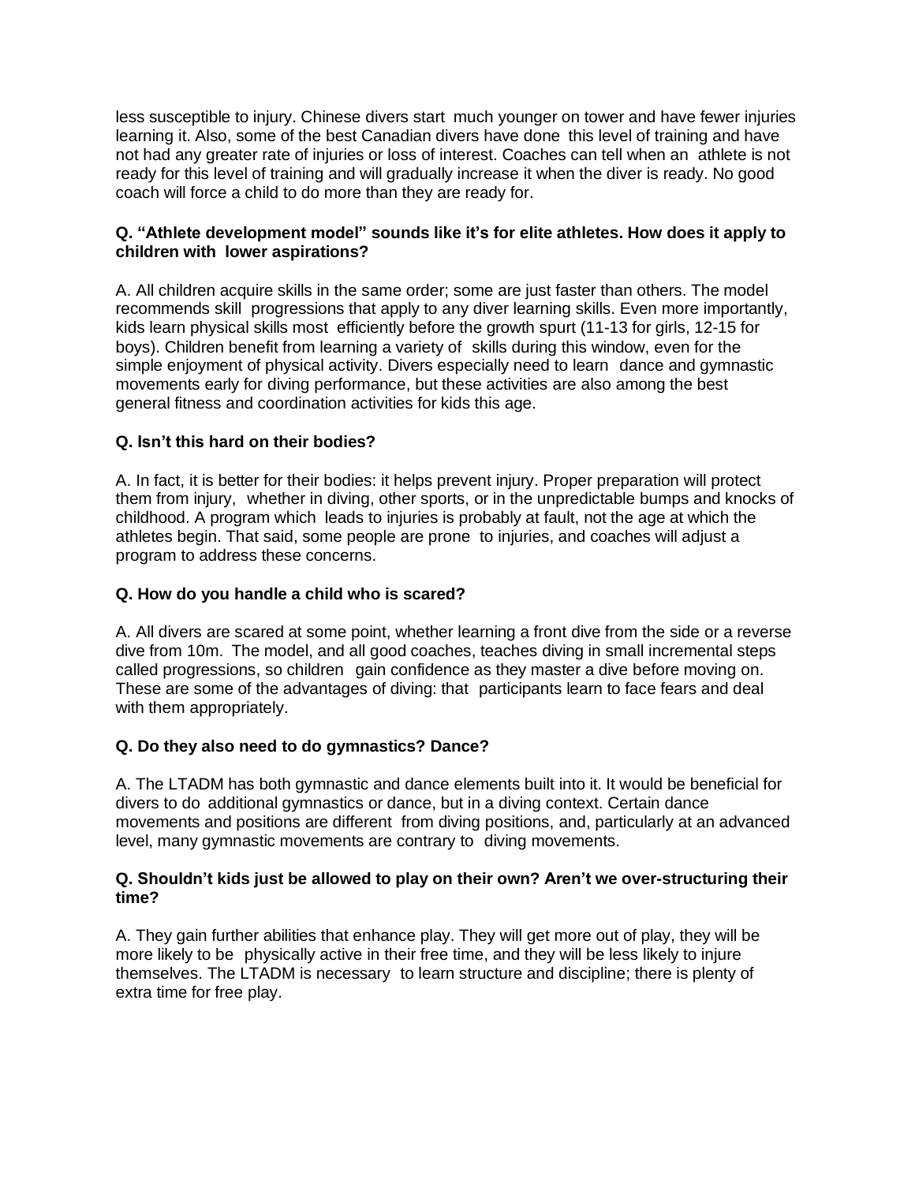less susceptible to injury. Chinese divers start much younger on tower and have fewer injuries learning it. Also, some of the best Canadian divers have done this level of training and have not had any greater rate of injuries or loss of interest. Coaches can tell when an athlete is not ready for this level of training and will gradually increase it when the diver is ready. No good coach will force a child to do more than they are ready for.

**Q. "Athlete development model" sounds like it's for elite athletes. How does it apply to children with lower aspirations?**

A. All children acquire skills in the same order; some are just faster than others. The model recommends skill progressions that apply to any diver learning skills. Even more importantly, kids learn physical skills most efficiently before the growth spurt (11-13 for girls, 12-15 for boys). Children benefit from learning a variety of skills during this window, even for the simple enjoyment of physical activity. Divers especially need to learn dance and gymnastic movements early for diving performance, but these activities are also among the best general fitness and coordination activities for kids this age.

**Q. Isn't this hard on their bodies?**

A. In fact, it is better for their bodies: it helps prevent injury. Proper preparation will protect them from injury, whether in diving, other sports, or in the unpredictable bumps and knocks of childhood. A program which leads to injuries is probably at fault, not the age at which the athletes begin. That said, some people are prone to injuries, and coaches will adjust a program to address these concerns.

**Q. How do you handle a child who is scared?**

A. All divers are scared at some point, whether learning a front dive from the side or a reverse dive from 10m. The model, and all good coaches, teaches diving in small incremental steps called progressions, so children gain confidence as they master a dive before moving on. These are some of the advantages of diving: that participants learn to face fears and deal with them appropriately.

**Q. Do they also need to do gymnastics? Dance?**

A. The LTADM has both gymnastic and dance elements built into it. It would be beneficial for divers to do additional gymnastics or dance, but in a diving context. Certain dance movements and positions are different from diving positions, and, particularly at an advanced level, many gymnastic movements are contrary to diving movements.

**Q. Shouldn't kids just be allowed to play on their own? Aren't we over-structuring their time?**

A. They gain further abilities that enhance play. They will get more out of play, they will be more likely to be physically active in their free time, and they will be less likely to injure themselves. The LTADM is necessary to learn structure and discipline; there is plenty of extra time for free play.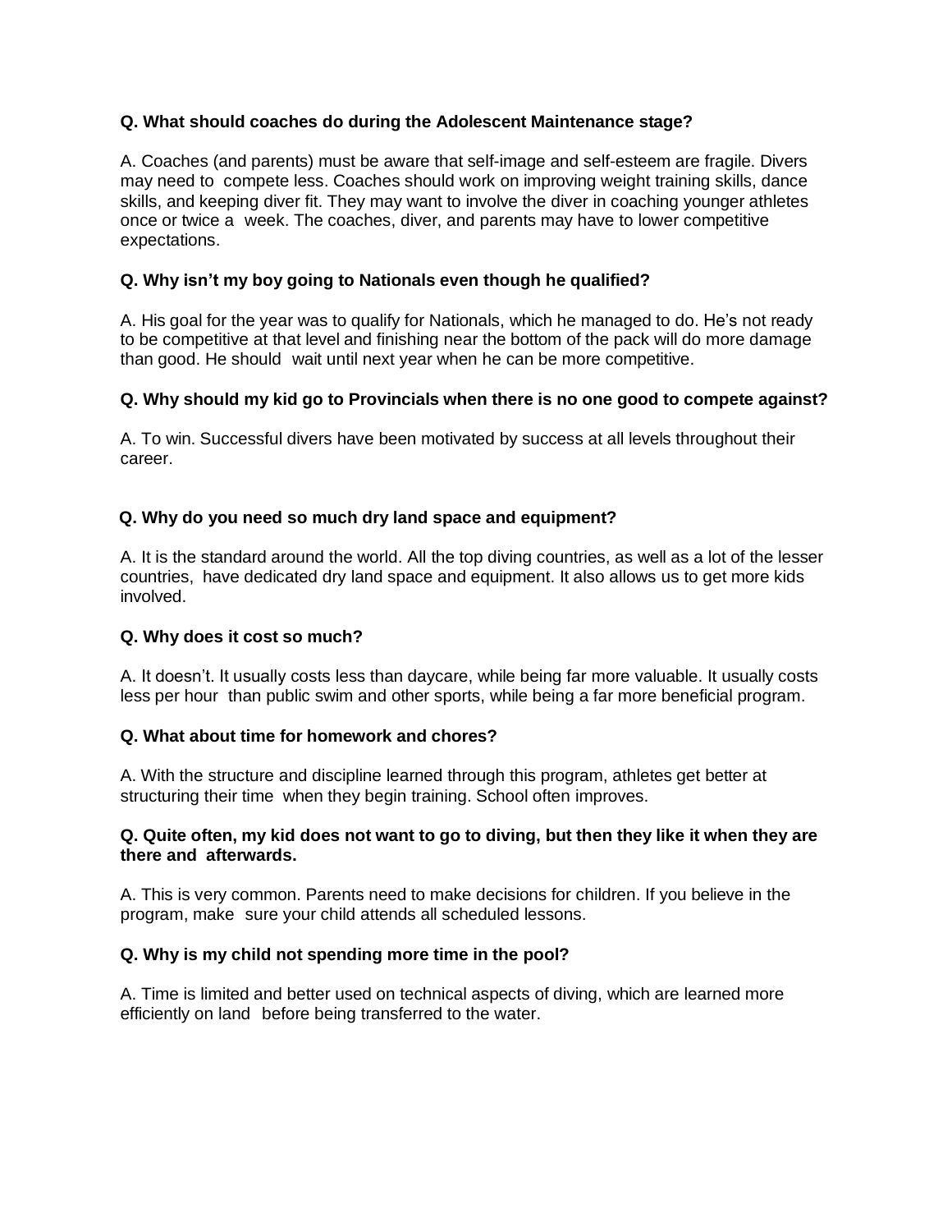**Q. What should coaches do during the Adolescent Maintenance stage?**

A. Coaches (and parents) must be aware that self-image and self-esteem are fragile. Divers may need to compete less. Coaches should work on improving weight training skills, dance skills, and keeping diver fit. They may want to involve the diver in coaching younger athletes once or twice a week. The coaches, diver, and parents may have to lower competitive expectations.

**Q. Why isn't my boy going to Nationals even though he qualified?**

A. His goal for the year was to qualify for Nationals, which he managed to do. He's not ready to be competitive at that level and finishing near the bottom of the pack will do more damage than good. He should wait until next year when he can be more competitive.

**Q. Why should my kid go to Provincials when there is no one good to compete against?**

A. To win. Successful divers have been motivated by success at all levels throughout their career.

**Q. Why do you need so much dry land space and equipment?**

A. It is the standard around the world. All the top diving countries, as well as a lot of the lesser countries, have dedicated dry land space and equipment. It also allows us to get more kids involved.

**Q. Why does it cost so much?**

A. It doesn't. It usually costs less than daycare, while being far more valuable. It usually costs less per hour than public swim and other sports, while being a far more beneficial program.

**Q. What about time for homework and chores?**

A. With the structure and discipline learned through this program, athletes get better at structuring their time when they begin training. School often improves.

**Q. Quite often, my kid does not want to go to diving, but then they like it when they are there and afterwards.**

A. This is very common. Parents need to make decisions for children. If you believe in the program, make sure your child attends all scheduled lessons.

**Q. Why is my child not spending more time in the pool?**

A. Time is limited and better used on technical aspects of diving, which are learned more efficiently on land before being transferred to the water.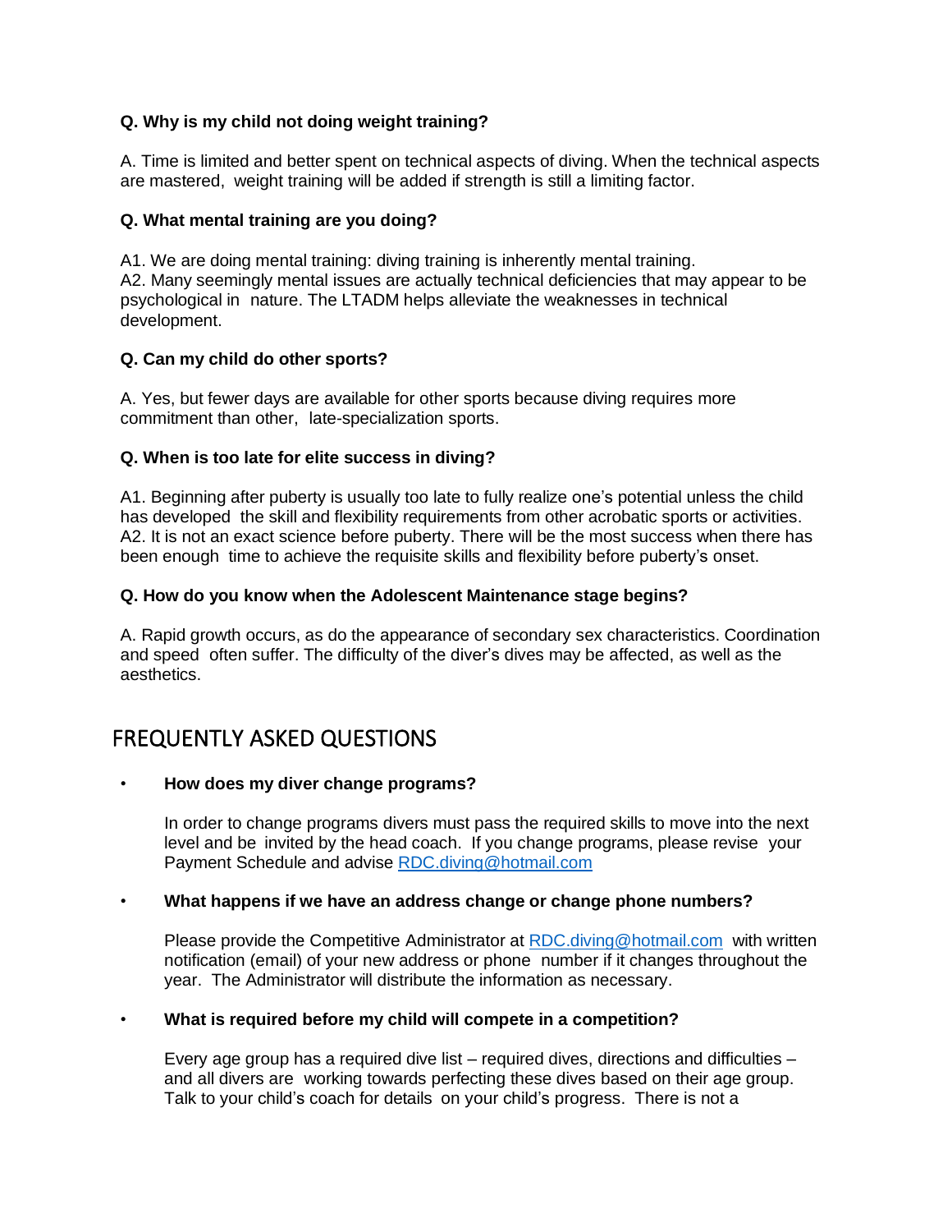**Q. Why is my child not doing weight training?**

A. Time is limited and better spent on technical aspects of diving. When the technical aspects are mastered, weight training will be added if strength is still a limiting factor.

**Q. What mental training are you doing?**

A1. We are doing mental training: diving training is inherently mental training.
A2. Many seemingly mental issues are actually technical deficiencies that may appear to be psychological in nature. The LTADM helps alleviate the weaknesses in technical development.

**Q. Can my child do other sports?**

A. Yes, but fewer days are available for other sports because diving requires more commitment than other, late-specialization sports.

**Q. When is too late for elite success in diving?**

A1. Beginning after puberty is usually too late to fully realize one's potential unless the child has developed the skill and flexibility requirements from other acrobatic sports or activities.
A2. It is not an exact science before puberty. There will be the most success when there has been enough time to achieve the requisite skills and flexibility before puberty's onset.

**Q. How do you know when the Adolescent Maintenance stage begins?**

A. Rapid growth occurs, as do the appearance of secondary sex characteristics. Coordination and speed often suffer. The difficulty of the diver's dives may be affected, as well as the aesthetics.

## FREQUENTLY ASKED QUESTIONS

- **How does my diver change programs?**

  In order to change programs divers must pass the required skills to move into the next level and be invited by the head coach. If you change programs, please revise your Payment Schedule and advise RDC.diving@hotmail.com

- **What happens if we have an address change or change phone numbers?**

  Please provide the Competitive Administrator at RDC.diving@hotmail.com with written notification (email) of your new address or phone number if it changes throughout the year. The Administrator will distribute the information as necessary.

- **What is required before my child will compete in a competition?**

  Every age group has a required dive list – required dives, directions and difficulties – and all divers are working towards perfecting these dives based on their age group. Talk to your child's coach for details on your child's progress. There is not a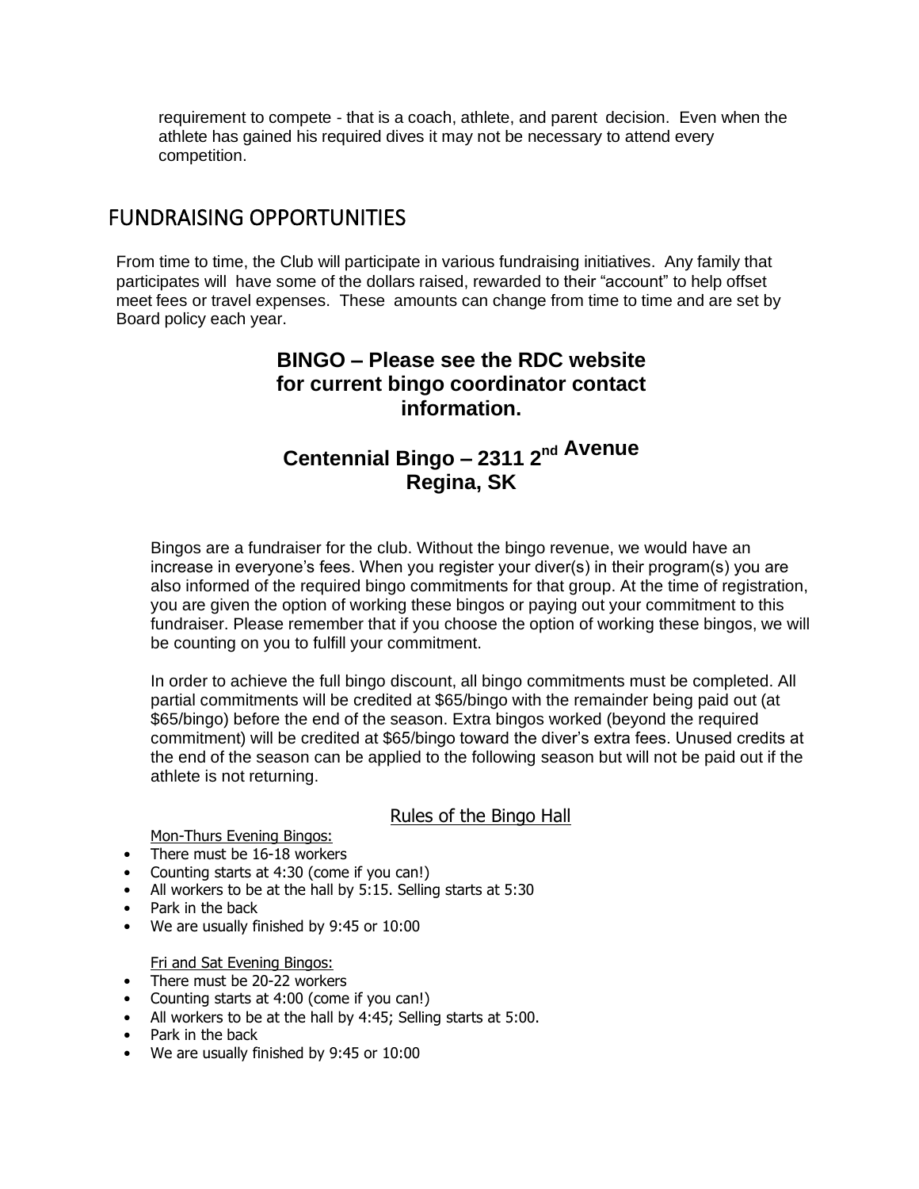requirement to compete - that is a coach, athlete, and parent decision. Even when the athlete has gained his required dives it may not be necessary to attend every competition.

## FUNDRAISING OPPORTUNITIES

From time to time, the Club will participate in various fundraising initiatives. Any family that participates will have some of the dollars raised, rewarded to their “account” to help offset meet fees or travel expenses. These amounts can change from time to time and are set by Board policy each year.

### BINGO – Please see the RDC website for current bingo coordinator contact information.

### Centennial Bingo – 2311 2nd Avenue Regina, SK

Bingos are a fundraiser for the club. Without the bingo revenue, we would have an increase in everyone’s fees. When you register your diver(s) in their program(s) you are also informed of the required bingo commitments for that group. At the time of registration, you are given the option of working these bingos or paying out your commitment to this fundraiser. Please remember that if you choose the option of working these bingos, we will be counting on you to fulfill your commitment.

In order to achieve the full bingo discount, all bingo commitments must be completed. All partial commitments will be credited at $65/bingo with the remainder being paid out (at $65/bingo) before the end of the season. Extra bingos worked (beyond the required commitment) will be credited at $65/bingo toward the diver’s extra fees. Unused credits at the end of the season can be applied to the following season but will not be paid out if the athlete is not returning.

<u>Rules of the Bingo Hall</u>

<u>Mon-Thurs Evening Bingos:</u>

- There must be 16-18 workers
- Counting starts at 4:30 (come if you can!)
- All workers to be at the hall by 5:15. Selling starts at 5:30
- Park in the back
- We are usually finished by 9:45 or 10:00

<u>Fri and Sat Evening Bingos:</u>

- There must be 20-22 workers
- Counting starts at 4:00 (come if you can!)
- All workers to be at the hall by 4:45; Selling starts at 5:00.
- Park in the back
- We are usually finished by 9:45 or 10:00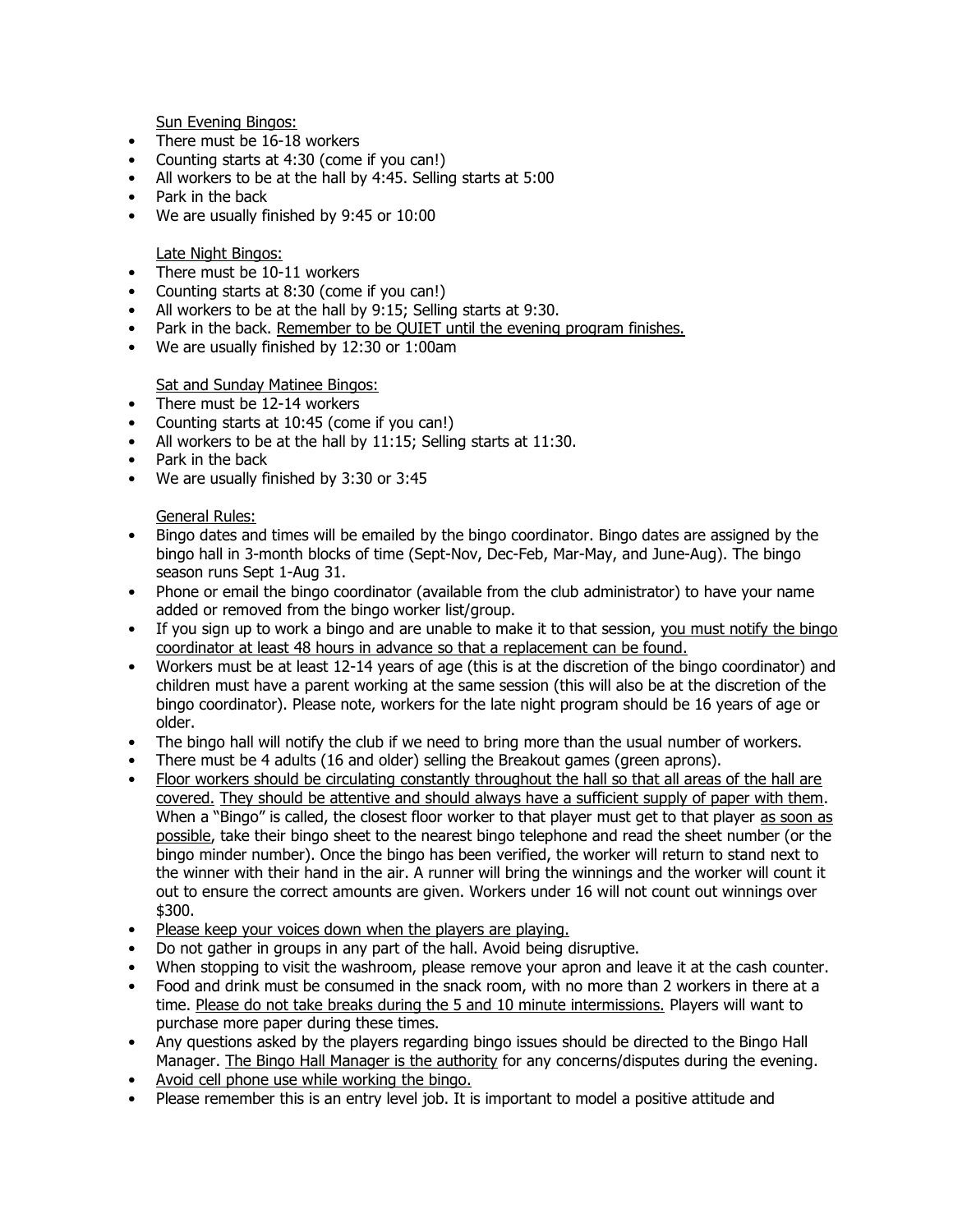Sun Evening Bingos:

- There must be 16-18 workers
- Counting starts at 4:30 (come if you can!)
- All workers to be at the hall by 4:45. Selling starts at 5:00
- Park in the back
- We are usually finished by 9:45 or 10:00

Late Night Bingos:

- There must be 10-11 workers
- Counting starts at 8:30 (come if you can!)
- All workers to be at the hall by 9:15; Selling starts at 9:30.
- Park in the back. Remember to be QUIET until the evening program finishes.
- We are usually finished by 12:30 or 1:00am

Sat and Sunday Matinee Bingos:

- There must be 12-14 workers
- Counting starts at 10:45 (come if you can!)
- All workers to be at the hall by 11:15; Selling starts at 11:30.
- Park in the back
- We are usually finished by 3:30 or 3:45

General Rules:

- Bingo dates and times will be emailed by the bingo coordinator. Bingo dates are assigned by the bingo hall in 3-month blocks of time (Sept-Nov, Dec-Feb, Mar-May, and June-Aug). The bingo season runs Sept 1-Aug 31.
- Phone or email the bingo coordinator (available from the club administrator) to have your name added or removed from the bingo worker list/group.
- If you sign up to work a bingo and are unable to make it to that session, you must notify the bingo coordinator at least 48 hours in advance so that a replacement can be found.
- Workers must be at least 12-14 years of age (this is at the discretion of the bingo coordinator) and children must have a parent working at the same session (this will also be at the discretion of the bingo coordinator). Please note, workers for the late night program should be 16 years of age or older.
- The bingo hall will notify the club if we need to bring more than the usual number of workers.
- There must be 4 adults (16 and older) selling the Breakout games (green aprons).
- Floor workers should be circulating constantly throughout the hall so that all areas of the hall are covered. They should be attentive and should always have a sufficient supply of paper with them. When a "Bingo" is called, the closest floor worker to that player must get to that player as soon as possible, take their bingo sheet to the nearest bingo telephone and read the sheet number (or the bingo minder number). Once the bingo has been verified, the worker will return to stand next to the winner with their hand in the air. A runner will bring the winnings and the worker will count it out to ensure the correct amounts are given. Workers under 16 will not count out winnings over $300.
- Please keep your voices down when the players are playing.
- Do not gather in groups in any part of the hall. Avoid being disruptive.
- When stopping to visit the washroom, please remove your apron and leave it at the cash counter.
- Food and drink must be consumed in the snack room, with no more than 2 workers in there at a time. Please do not take breaks during the 5 and 10 minute intermissions. Players will want to purchase more paper during these times.
- Any questions asked by the players regarding bingo issues should be directed to the Bingo Hall Manager. The Bingo Hall Manager is the authority for any concerns/disputes during the evening.
- Avoid cell phone use while working the bingo.
- Please remember this is an entry level job. It is important to model a positive attitude and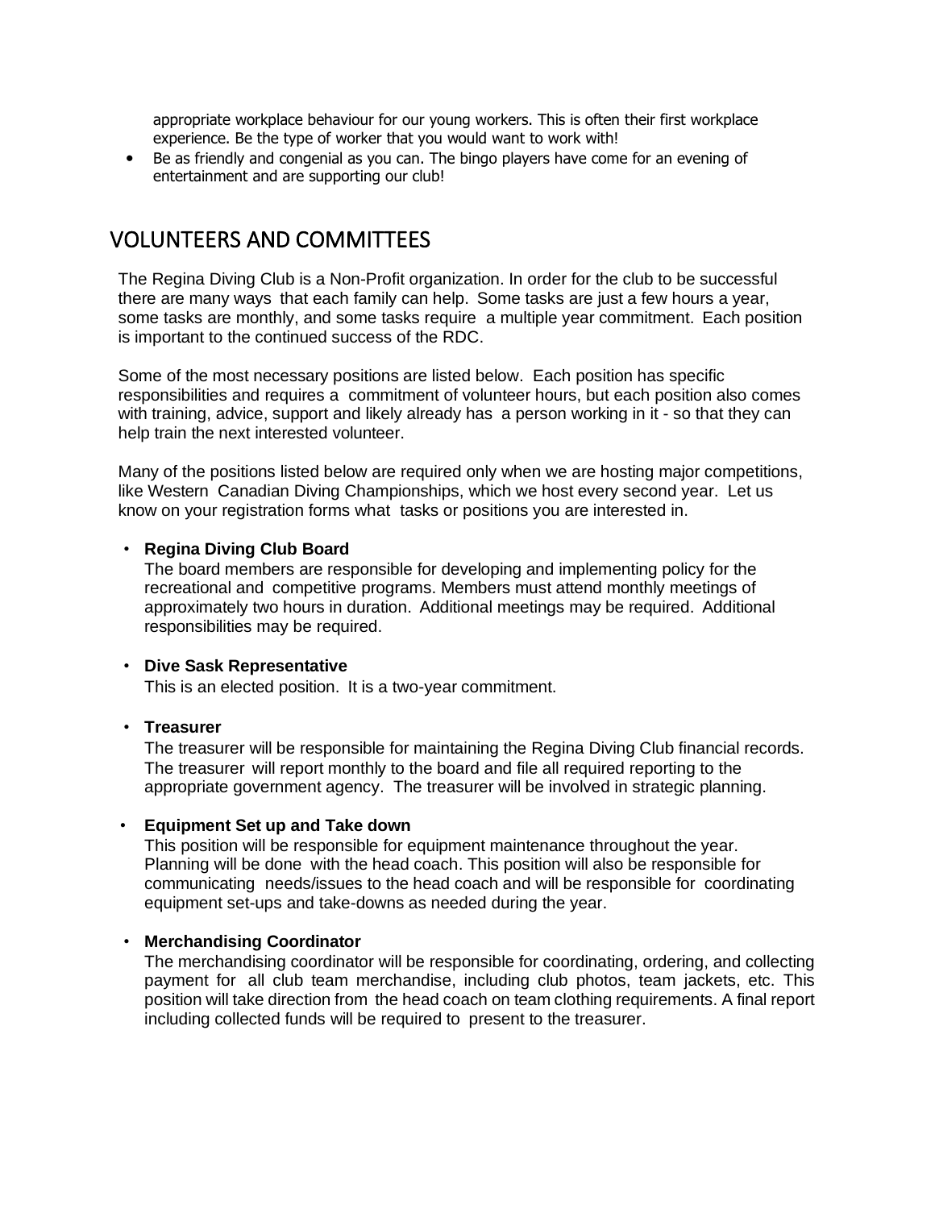appropriate workplace behaviour for our young workers. This is often their first workplace experience. Be the type of worker that you would want to work with!

- Be as friendly and congenial as you can. The bingo players have come for an evening of entertainment and are supporting our club!

## VOLUNTEERS AND COMMITTEES

The Regina Diving Club is a Non-Profit organization. In order for the club to be successful there are many ways that each family can help. Some tasks are just a few hours a year, some tasks are monthly, and some tasks require a multiple year commitment. Each position is important to the continued success of the RDC.

Some of the most necessary positions are listed below. Each position has specific responsibilities and requires a commitment of volunteer hours, but each position also comes with training, advice, support and likely already has a person working in it - so that they can help train the next interested volunteer.

Many of the positions listed below are required only when we are hosting major competitions, like Western Canadian Diving Championships, which we host every second year. Let us know on your registration forms what tasks or positions you are interested in.

- **Regina Diving Club Board**
  The board members are responsible for developing and implementing policy for the recreational and competitive programs. Members must attend monthly meetings of approximately two hours in duration. Additional meetings may be required. Additional responsibilities may be required.

- **Dive Sask Representative**
  This is an elected position. It is a two-year commitment.

- **Treasurer**
  The treasurer will be responsible for maintaining the Regina Diving Club financial records. The treasurer will report monthly to the board and file all required reporting to the appropriate government agency. The treasurer will be involved in strategic planning.

- **Equipment Set up and Take down**
  This position will be responsible for equipment maintenance throughout the year. Planning will be done with the head coach. This position will also be responsible for communicating needs/issues to the head coach and will be responsible for coordinating equipment set-ups and take-downs as needed during the year.

- **Merchandising Coordinator**
  The merchandising coordinator will be responsible for coordinating, ordering, and collecting payment for all club team merchandise, including club photos, team jackets, etc. This position will take direction from the head coach on team clothing requirements. A final report including collected funds will be required to present to the treasurer.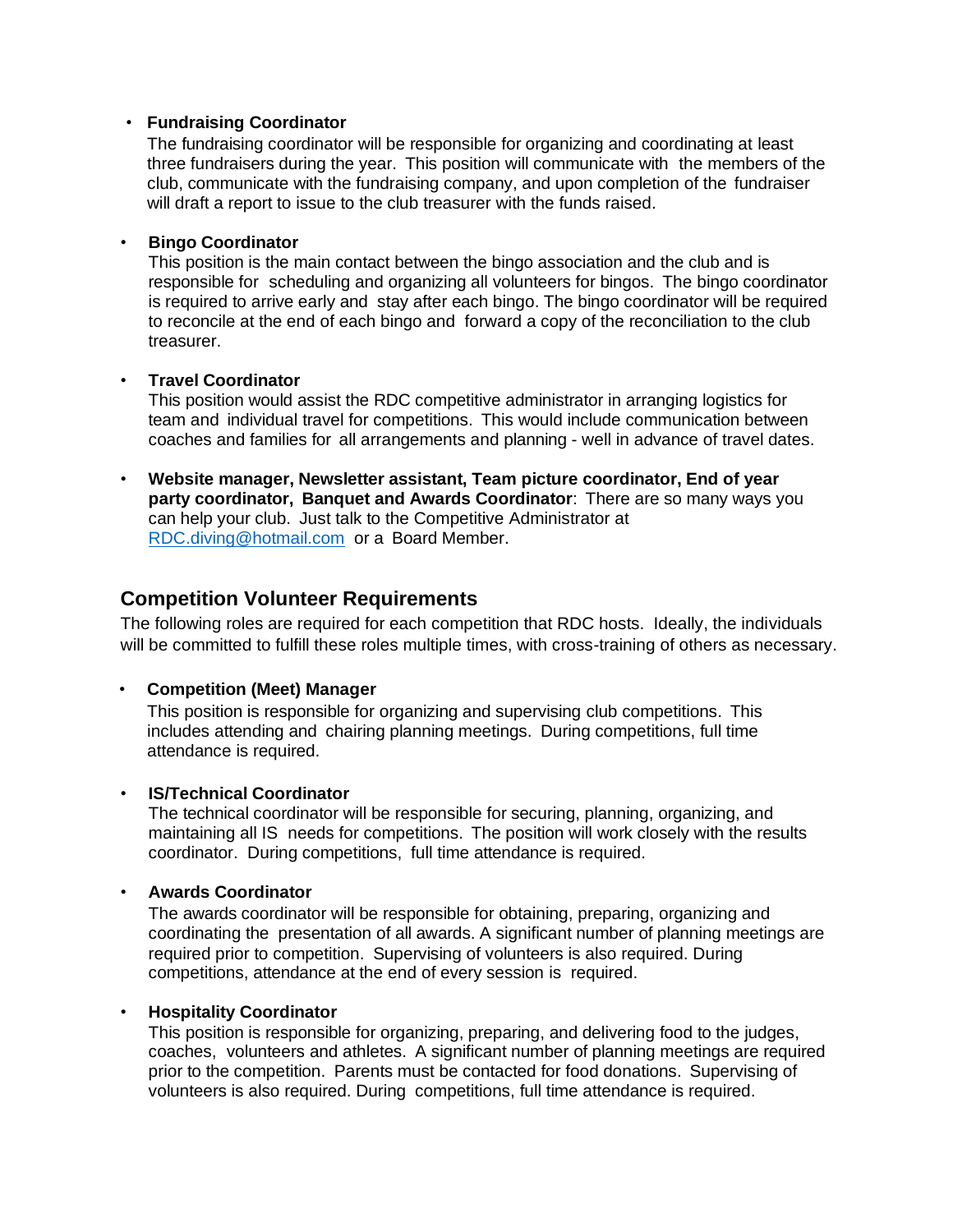- **Fundraising Coordinator**
  The fundraising coordinator will be responsible for organizing and coordinating at least three fundraisers during the year. This position will communicate with the members of the club, communicate with the fundraising company, and upon completion of the fundraiser will draft a report to issue to the club treasurer with the funds raised.

- **Bingo Coordinator**
  This position is the main contact between the bingo association and the club and is responsible for scheduling and organizing all volunteers for bingos. The bingo coordinator is required to arrive early and stay after each bingo. The bingo coordinator will be required to reconcile at the end of each bingo and forward a copy of the reconciliation to the club treasurer.

- **Travel Coordinator**
  This position would assist the RDC competitive administrator in arranging logistics for team and individual travel for competitions. This would include communication between coaches and families for all arrangements and planning - well in advance of travel dates.

- **Website manager, Newsletter assistant, Team picture coordinator, End of year party coordinator, Banquet and Awards Coordinator**: There are so many ways you can help your club. Just talk to the Competitive Administrator at [RDC.diving@hotmail.com](mailto:RDC.diving@hotmail.com) or a Board Member.

## Competition Volunteer Requirements

The following roles are required for each competition that RDC hosts. Ideally, the individuals will be committed to fulfill these roles multiple times, with cross-training of others as necessary.

- **Competition (Meet) Manager**
  This position is responsible for organizing and supervising club competitions. This includes attending and chairing planning meetings. During competitions, full time attendance is required.

- **IS/Technical Coordinator**
  The technical coordinator will be responsible for securing, planning, organizing, and maintaining all IS needs for competitions. The position will work closely with the results coordinator. During competitions, full time attendance is required.

- **Awards Coordinator**
  The awards coordinator will be responsible for obtaining, preparing, organizing and coordinating the presentation of all awards. A significant number of planning meetings are required prior to competition. Supervising of volunteers is also required. During competitions, attendance at the end of every session is required.

- **Hospitality Coordinator**
  This position is responsible for organizing, preparing, and delivering food to the judges, coaches, volunteers and athletes. A significant number of planning meetings are required prior to the competition. Parents must be contacted for food donations. Supervising of volunteers is also required. During competitions, full time attendance is required.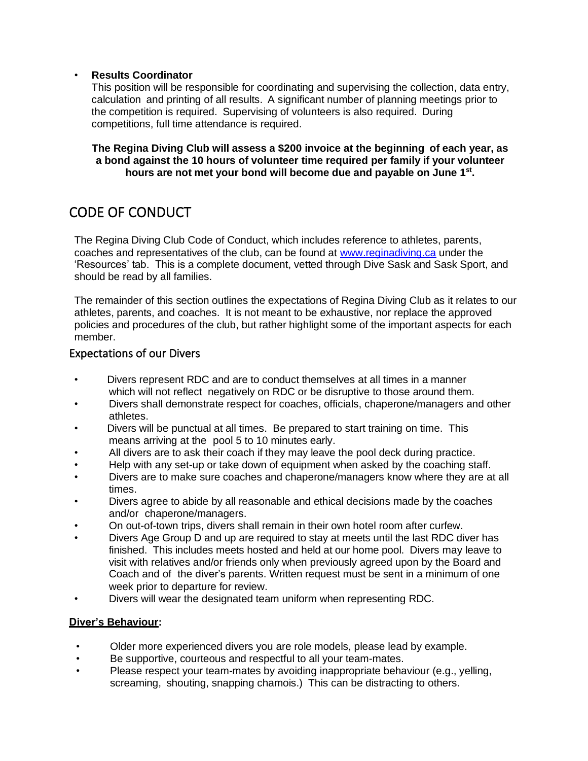- **Results Coordinator**
  This position will be responsible for coordinating and supervising the collection, data entry, calculation and printing of all results. A significant number of planning meetings prior to the competition is required. Supervising of volunteers is also required. During competitions, full time attendance is required.

**The Regina Diving Club will assess a $200 invoice at the beginning of each year, as a bond against the 10 hours of volunteer time required per family if your volunteer hours are not met your bond will become due and payable on June 1st.**

# CODE OF CONDUCT

The Regina Diving Club Code of Conduct, which includes reference to athletes, parents, coaches and representatives of the club, can be found at [www.reginadiving.ca](http://www.reginadiving.ca) under the 'Resources' tab. This is a complete document, vetted through Dive Sask and Sask Sport, and should be read by all families.

The remainder of this section outlines the expectations of Regina Diving Club as it relates to our athletes, parents, and coaches. It is not meant to be exhaustive, nor replace the approved policies and procedures of the club, but rather highlight some of the important aspects for each member.

## Expectations of our Divers

- Divers represent RDC and are to conduct themselves at all times in a manner which will not reflect negatively on RDC or be disruptive to those around them.
- Divers shall demonstrate respect for coaches, officials, chaperone/managers and other athletes.
- Divers will be punctual at all times. Be prepared to start training on time. This means arriving at the pool 5 to 10 minutes early.
- All divers are to ask their coach if they may leave the pool deck during practice.
- Help with any set-up or take down of equipment when asked by the coaching staff.
- Divers are to make sure coaches and chaperone/managers know where they are at all times.
- Divers agree to abide by all reasonable and ethical decisions made by the coaches and/or chaperone/managers.
- On out-of-town trips, divers shall remain in their own hotel room after curfew.
- Divers Age Group D and up are required to stay at meets until the last RDC diver has finished. This includes meets hosted and held at our home pool. Divers may leave to visit with relatives and/or friends only when previously agreed upon by the Board and Coach and of the diver's parents. Written request must be sent in a minimum of one week prior to departure for review.
- Divers will wear the designated team uniform when representing RDC.

**Diver's Behaviour:**

- Older more experienced divers you are role models, please lead by example.
- Be supportive, courteous and respectful to all your team-mates.
- Please respect your team-mates by avoiding inappropriate behaviour (e.g., yelling, screaming, shouting, snapping chamois.) This can be distracting to others.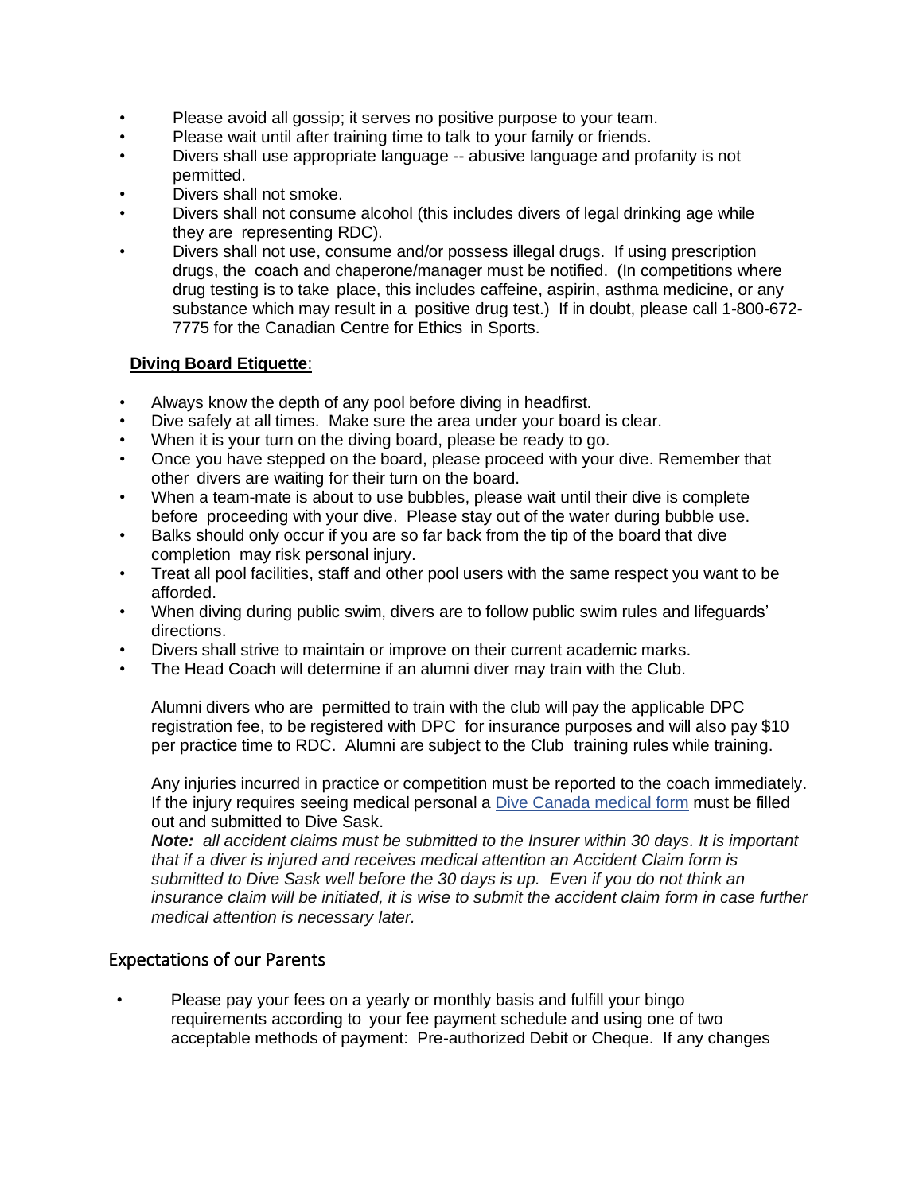- Please avoid all gossip; it serves no positive purpose to your team.
- Please wait until after training time to talk to your family or friends.
- Divers shall use appropriate language -- abusive language and profanity is not permitted.
- Divers shall not smoke.
- Divers shall not consume alcohol (this includes divers of legal drinking age while they are representing RDC).
- Divers shall not use, consume and/or possess illegal drugs. If using prescription drugs, the coach and chaperone/manager must be notified. (In competitions where drug testing is to take place, this includes caffeine, aspirin, asthma medicine, or any substance which may result in a positive drug test.) If in doubt, please call 1-800-672-7775 for the Canadian Centre for Ethics in Sports.

**Diving Board Etiquette**:

- Always know the depth of any pool before diving in headfirst.
- Dive safely at all times. Make sure the area under your board is clear.
- When it is your turn on the diving board, please be ready to go.
- Once you have stepped on the board, please proceed with your dive. Remember that other divers are waiting for their turn on the board.
- When a team-mate is about to use bubbles, please wait until their dive is complete before proceeding with your dive. Please stay out of the water during bubble use.
- Balks should only occur if you are so far back from the tip of the board that dive completion may risk personal injury.
- Treat all pool facilities, staff and other pool users with the same respect you want to be afforded.
- When diving during public swim, divers are to follow public swim rules and lifeguards' directions.
- Divers shall strive to maintain or improve on their current academic marks.
- The Head Coach will determine if an alumni diver may train with the Club.

  Alumni divers who are permitted to train with the club will pay the applicable DPC registration fee, to be registered with DPC for insurance purposes and will also pay $10 per practice time to RDC. Alumni are subject to the Club training rules while training.

  Any injuries incurred in practice or competition must be reported to the coach immediately. If the injury requires seeing medical personal a Dive Canada medical form must be filled out and submitted to Dive Sask.
  ***Note:*** *all accident claims must be submitted to the Insurer within 30 days. It is important that if a diver is injured and receives medical attention an Accident Claim form is submitted to Dive Sask well before the 30 days is up. Even if you do not think an insurance claim will be initiated, it is wise to submit the accident claim form in case further medical attention is necessary later.*

## Expectations of our Parents

- Please pay your fees on a yearly or monthly basis and fulfill your bingo requirements according to your fee payment schedule and using one of two acceptable methods of payment: Pre-authorized Debit or Cheque. If any changes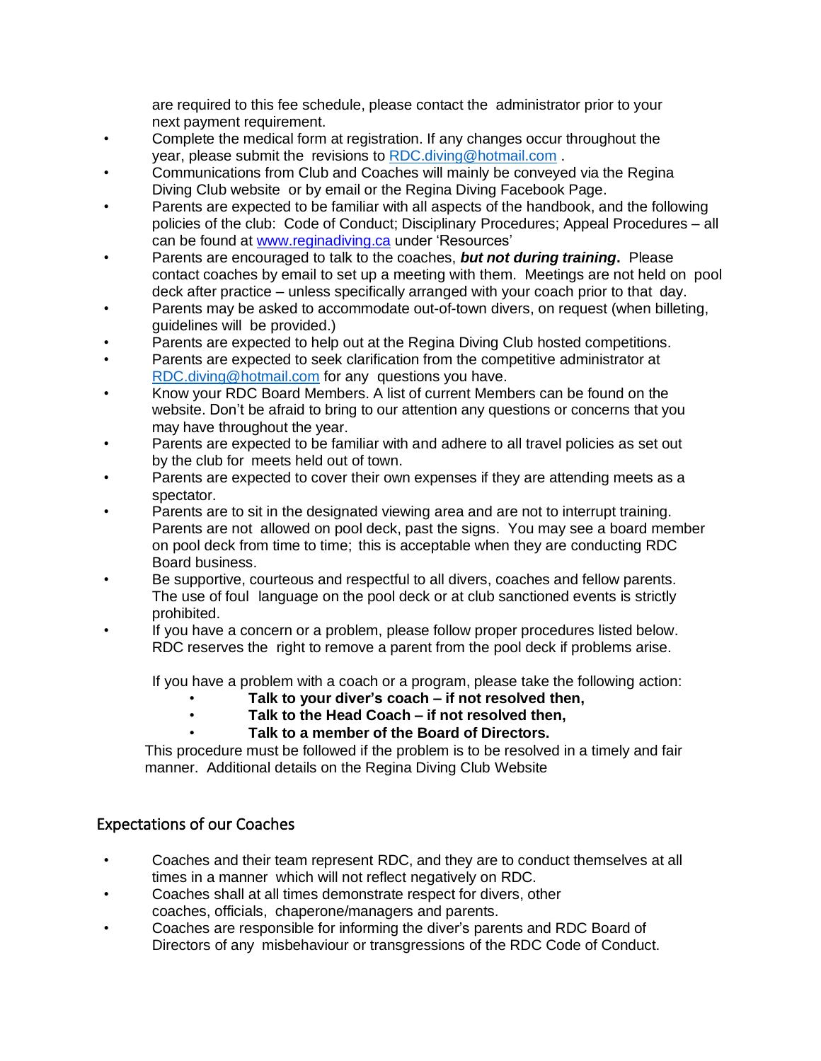are required to this fee schedule, please contact the administrator prior to your next payment requirement.

- Complete the medical form at registration. If any changes occur throughout the year, please submit the revisions to RDC.diving@hotmail.com .
- Communications from Club and Coaches will mainly be conveyed via the Regina Diving Club website or by email or the Regina Diving Facebook Page.
- Parents are expected to be familiar with all aspects of the handbook, and the following policies of the club: Code of Conduct; Disciplinary Procedures; Appeal Procedures – all can be found at www.reginadiving.ca under 'Resources'
- Parents are encouraged to talk to the coaches, ***but not during training*. ** Please contact coaches by email to set up a meeting with them. Meetings are not held on pool deck after practice – unless specifically arranged with your coach prior to that day.
- Parents may be asked to accommodate out-of-town divers, on request (when billeting, guidelines will be provided.)
- Parents are expected to help out at the Regina Diving Club hosted competitions.
- Parents are expected to seek clarification from the competitive administrator at RDC.diving@hotmail.com for any questions you have.
- Know your RDC Board Members. A list of current Members can be found on the website. Don't be afraid to bring to our attention any questions or concerns that you may have throughout the year.
- Parents are expected to be familiar with and adhere to all travel policies as set out by the club for meets held out of town.
- Parents are expected to cover their own expenses if they are attending meets as a spectator.
- Parents are to sit in the designated viewing area and are not to interrupt training. Parents are not allowed on pool deck, past the signs. You may see a board member on pool deck from time to time; this is acceptable when they are conducting RDC Board business.
- Be supportive, courteous and respectful to all divers, coaches and fellow parents. The use of foul language on the pool deck or at club sanctioned events is strictly prohibited.
- If you have a concern or a problem, please follow proper procedures listed below. RDC reserves the right to remove a parent from the pool deck if problems arise.

If you have a problem with a coach or a program, please take the following action:

- **Talk to your diver's coach – if not resolved then,**
- **Talk to the Head Coach – if not resolved then,**
- **Talk to a member of the Board of Directors.**

This procedure must be followed if the problem is to be resolved in a timely and fair manner. Additional details on the Regina Diving Club Website

## Expectations of our Coaches

- Coaches and their team represent RDC, and they are to conduct themselves at all times in a manner which will not reflect negatively on RDC.
- Coaches shall at all times demonstrate respect for divers, other coaches, officials, chaperone/managers and parents.
- Coaches are responsible for informing the diver's parents and RDC Board of Directors of any misbehaviour or transgressions of the RDC Code of Conduct.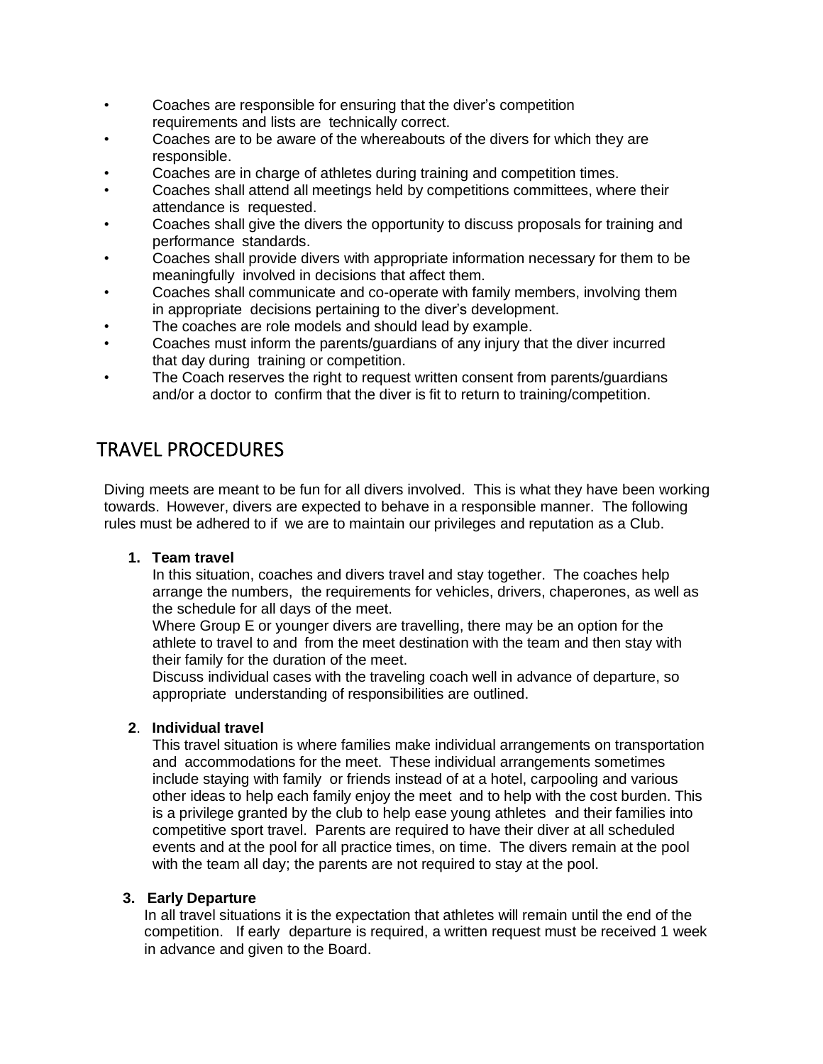- Coaches are responsible for ensuring that the diver's competition requirements and lists are technically correct.
- Coaches are to be aware of the whereabouts of the divers for which they are responsible.
- Coaches are in charge of athletes during training and competition times.
- Coaches shall attend all meetings held by competitions committees, where their attendance is requested.
- Coaches shall give the divers the opportunity to discuss proposals for training and performance standards.
- Coaches shall provide divers with appropriate information necessary for them to be meaningfully involved in decisions that affect them.
- Coaches shall communicate and co-operate with family members, involving them in appropriate decisions pertaining to the diver's development.
- The coaches are role models and should lead by example.
- Coaches must inform the parents/guardians of any injury that the diver incurred that day during training or competition.
- The Coach reserves the right to request written consent from parents/guardians and/or a doctor to confirm that the diver is fit to return to training/competition.

## TRAVEL PROCEDURES

Diving meets are meant to be fun for all divers involved. This is what they have been working towards. However, divers are expected to behave in a responsible manner. The following rules must be adhered to if we are to maintain our privileges and reputation as a Club.

**1. Team travel**

In this situation, coaches and divers travel and stay together. The coaches help arrange the numbers, the requirements for vehicles, drivers, chaperones, as well as the schedule for all days of the meet.

Where Group E or younger divers are travelling, there may be an option for the athlete to travel to and from the meet destination with the team and then stay with their family for the duration of the meet.

Discuss individual cases with the traveling coach well in advance of departure, so appropriate understanding of responsibilities are outlined.

**2. Individual travel**

This travel situation is where families make individual arrangements on transportation and accommodations for the meet. These individual arrangements sometimes include staying with family or friends instead of at a hotel, carpooling and various other ideas to help each family enjoy the meet and to help with the cost burden. This is a privilege granted by the club to help ease young athletes and their families into competitive sport travel. Parents are required to have their diver at all scheduled events and at the pool for all practice times, on time. The divers remain at the pool with the team all day; the parents are not required to stay at the pool.

**3. Early Departure**

In all travel situations it is the expectation that athletes will remain until the end of the competition. If early departure is required, a written request must be received 1 week in advance and given to the Board.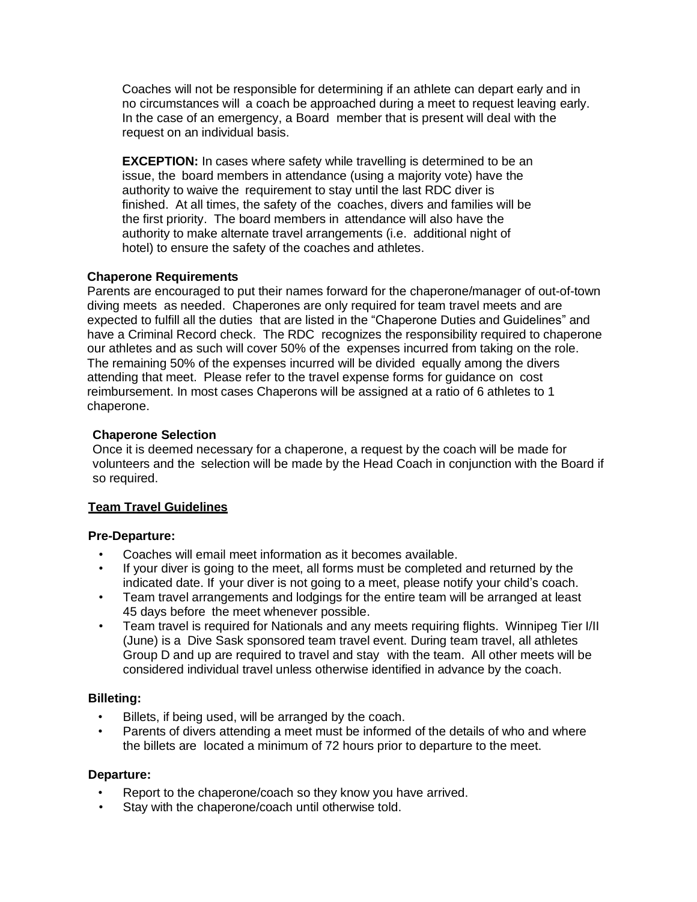Coaches will not be responsible for determining if an athlete can depart early and in no circumstances will a coach be approached during a meet to request leaving early. In the case of an emergency, a Board member that is present will deal with the request on an individual basis.

**EXCEPTION:** In cases where safety while travelling is determined to be an issue, the board members in attendance (using a majority vote) have the authority to waive the requirement to stay until the last RDC diver is finished. At all times, the safety of the coaches, divers and families will be the first priority. The board members in attendance will also have the authority to make alternate travel arrangements (i.e. additional night of hotel) to ensure the safety of the coaches and athletes.

**Chaperone Requirements**

Parents are encouraged to put their names forward for the chaperone/manager of out-of-town diving meets as needed. Chaperones are only required for team travel meets and are expected to fulfill all the duties that are listed in the "Chaperone Duties and Guidelines" and have a Criminal Record check. The RDC recognizes the responsibility required to chaperone our athletes and as such will cover 50% of the expenses incurred from taking on the role. The remaining 50% of the expenses incurred will be divided equally among the divers attending that meet. Please refer to the travel expense forms for guidance on cost reimbursement. In most cases Chaperons will be assigned at a ratio of 6 athletes to 1 chaperone.

**Chaperone Selection**

Once it is deemed necessary for a chaperone, a request by the coach will be made for volunteers and the selection will be made by the Head Coach in conjunction with the Board if so required.

**<u>Team Travel Guidelines</u>**

**Pre-Departure:**

- Coaches will email meet information as it becomes available.
- If your diver is going to the meet, all forms must be completed and returned by the indicated date. If your diver is not going to a meet, please notify your child's coach.
- Team travel arrangements and lodgings for the entire team will be arranged at least 45 days before the meet whenever possible.
- Team travel is required for Nationals and any meets requiring flights. Winnipeg Tier I/II (June) is a Dive Sask sponsored team travel event. During team travel, all athletes Group D and up are required to travel and stay with the team. All other meets will be considered individual travel unless otherwise identified in advance by the coach.

**Billeting:**

- Billets, if being used, will be arranged by the coach.
- Parents of divers attending a meet must be informed of the details of who and where the billets are located a minimum of 72 hours prior to departure to the meet.

**Departure:**

- Report to the chaperone/coach so they know you have arrived.
- Stay with the chaperone/coach until otherwise told.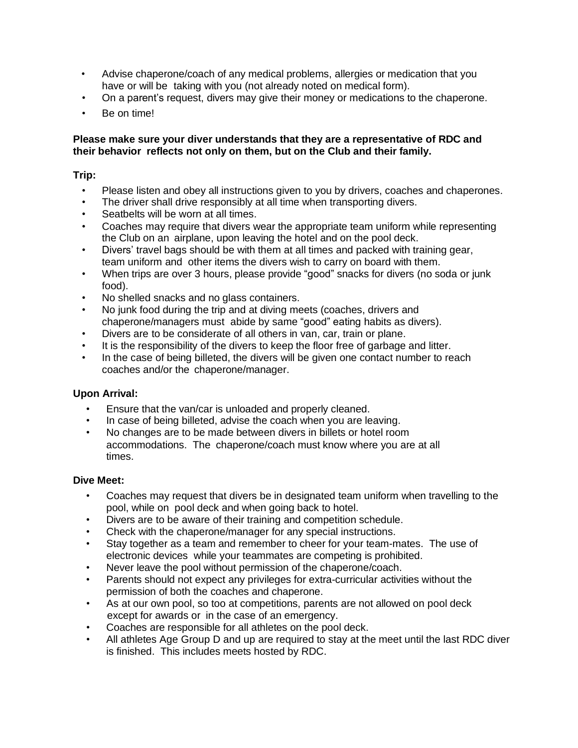- Advise chaperone/coach of any medical problems, allergies or medication that you have or will be taking with you (not already noted on medical form).
- On a parent's request, divers may give their money or medications to the chaperone.
- Be on time!

**Please make sure your diver understands that they are a representative of RDC and their behavior reflects not only on them, but on the Club and their family.**

**Trip:**

- Please listen and obey all instructions given to you by drivers, coaches and chaperones.
- The driver shall drive responsibly at all time when transporting divers.
- Seatbelts will be worn at all times.
- Coaches may require that divers wear the appropriate team uniform while representing the Club on an airplane, upon leaving the hotel and on the pool deck.
- Divers' travel bags should be with them at all times and packed with training gear, team uniform and other items the divers wish to carry on board with them.
- When trips are over 3 hours, please provide "good" snacks for divers (no soda or junk food).
- No shelled snacks and no glass containers.
- No junk food during the trip and at diving meets (coaches, drivers and chaperone/managers must abide by same "good" eating habits as divers).
- Divers are to be considerate of all others in van, car, train or plane.
- It is the responsibility of the divers to keep the floor free of garbage and litter.
- In the case of being billeted, the divers will be given one contact number to reach coaches and/or the chaperone/manager.

**Upon Arrival:**

- Ensure that the van/car is unloaded and properly cleaned.
- In case of being billeted, advise the coach when you are leaving.
- No changes are to be made between divers in billets or hotel room accommodations. The chaperone/coach must know where you are at all times.

**Dive Meet:**

- Coaches may request that divers be in designated team uniform when travelling to the pool, while on pool deck and when going back to hotel.
- Divers are to be aware of their training and competition schedule.
- Check with the chaperone/manager for any special instructions.
- Stay together as a team and remember to cheer for your team-mates. The use of electronic devices while your teammates are competing is prohibited.
- Never leave the pool without permission of the chaperone/coach.
- Parents should not expect any privileges for extra-curricular activities without the permission of both the coaches and chaperone.
- As at our own pool, so too at competitions, parents are not allowed on pool deck except for awards or in the case of an emergency.
- Coaches are responsible for all athletes on the pool deck.
- All athletes Age Group D and up are required to stay at the meet until the last RDC diver is finished. This includes meets hosted by RDC.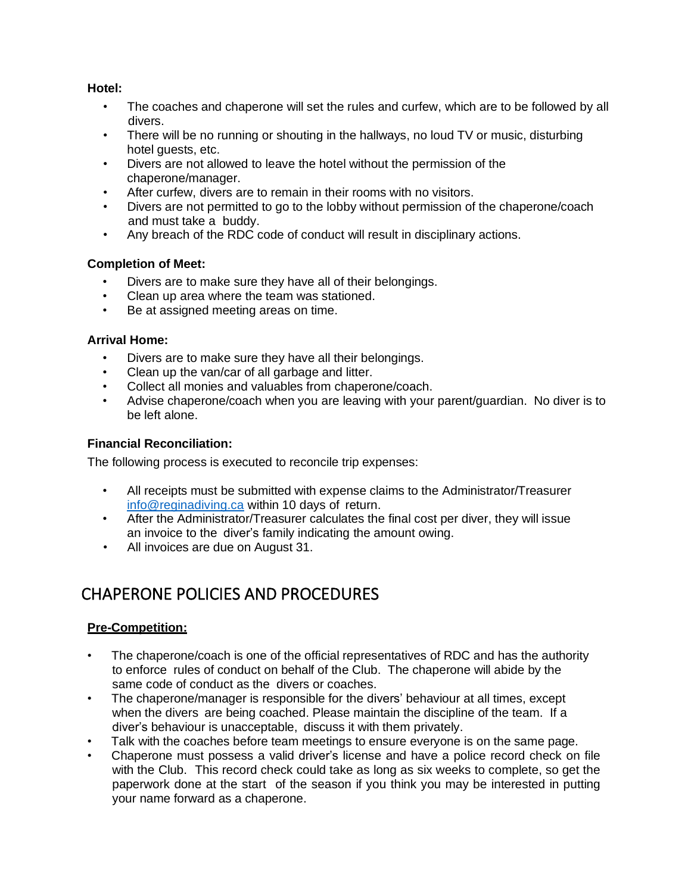**Hotel:**

- The coaches and chaperone will set the rules and curfew, which are to be followed by all divers.
- There will be no running or shouting in the hallways, no loud TV or music, disturbing hotel guests, etc.
- Divers are not allowed to leave the hotel without the permission of the chaperone/manager.
- After curfew, divers are to remain in their rooms with no visitors.
- Divers are not permitted to go to the lobby without permission of the chaperone/coach and must take a buddy.
- Any breach of the RDC code of conduct will result in disciplinary actions.

**Completion of Meet:**

- Divers are to make sure they have all of their belongings.
- Clean up area where the team was stationed.
- Be at assigned meeting areas on time.

**Arrival Home:**

- Divers are to make sure they have all their belongings.
- Clean up the van/car of all garbage and litter.
- Collect all monies and valuables from chaperone/coach.
- Advise chaperone/coach when you are leaving with your parent/guardian. No diver is to be left alone.

**Financial Reconciliation:**

The following process is executed to reconcile trip expenses:

- All receipts must be submitted with expense claims to the Administrator/Treasurer info@reginadiving.ca within 10 days of return.
- After the Administrator/Treasurer calculates the final cost per diver, they will issue an invoice to the diver's family indicating the amount owing.
- All invoices are due on August 31.

# CHAPERONE POLICIES AND PROCEDURES

**Pre-Competition:**

- The chaperone/coach is one of the official representatives of RDC and has the authority to enforce rules of conduct on behalf of the Club. The chaperone will abide by the same code of conduct as the divers or coaches.
- The chaperone/manager is responsible for the divers' behaviour at all times, except when the divers are being coached. Please maintain the discipline of the team. If a diver's behaviour is unacceptable, discuss it with them privately.
- Talk with the coaches before team meetings to ensure everyone is on the same page.
- Chaperone must possess a valid driver's license and have a police record check on file with the Club. This record check could take as long as six weeks to complete, so get the paperwork done at the start of the season if you think you may be interested in putting your name forward as a chaperone.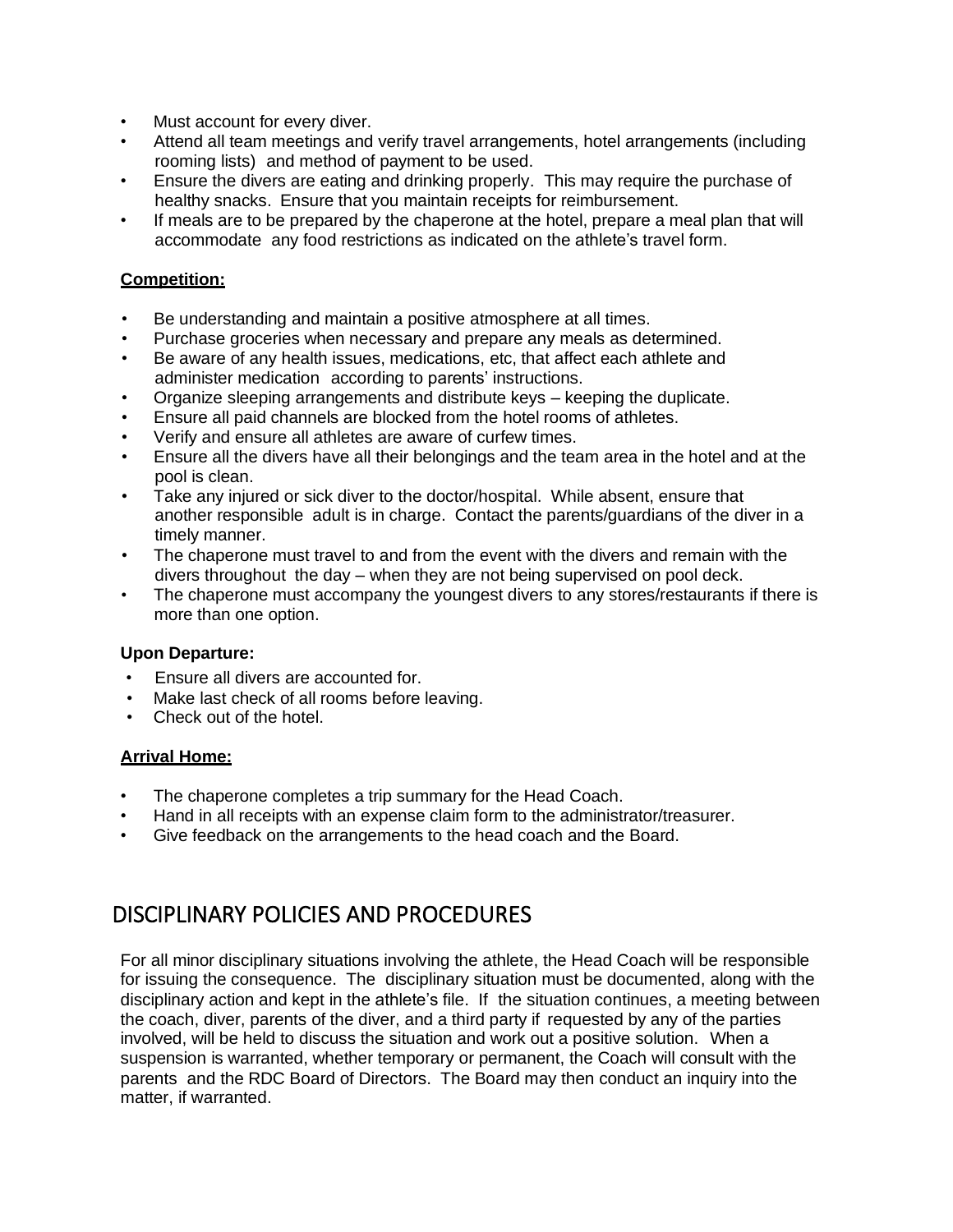- Must account for every diver.
- Attend all team meetings and verify travel arrangements, hotel arrangements (including rooming lists) and method of payment to be used.
- Ensure the divers are eating and drinking properly. This may require the purchase of healthy snacks. Ensure that you maintain receipts for reimbursement.
- If meals are to be prepared by the chaperone at the hotel, prepare a meal plan that will accommodate any food restrictions as indicated on the athlete's travel form.

**Competition:**

- Be understanding and maintain a positive atmosphere at all times.
- Purchase groceries when necessary and prepare any meals as determined.
- Be aware of any health issues, medications, etc, that affect each athlete and administer medication according to parents' instructions.
- Organize sleeping arrangements and distribute keys – keeping the duplicate.
- Ensure all paid channels are blocked from the hotel rooms of athletes.
- Verify and ensure all athletes are aware of curfew times.
- Ensure all the divers have all their belongings and the team area in the hotel and at the pool is clean.
- Take any injured or sick diver to the doctor/hospital. While absent, ensure that another responsible adult is in charge. Contact the parents/guardians of the diver in a timely manner.
- The chaperone must travel to and from the event with the divers and remain with the divers throughout the day – when they are not being supervised on pool deck.
- The chaperone must accompany the youngest divers to any stores/restaurants if there is more than one option.

**Upon Departure:**

- Ensure all divers are accounted for.
- Make last check of all rooms before leaving.
- Check out of the hotel.

**Arrival Home:**

- The chaperone completes a trip summary for the Head Coach.
- Hand in all receipts with an expense claim form to the administrator/treasurer.
- Give feedback on the arrangements to the head coach and the Board.

## DISCIPLINARY POLICIES AND PROCEDURES

For all minor disciplinary situations involving the athlete, the Head Coach will be responsible for issuing the consequence. The disciplinary situation must be documented, along with the disciplinary action and kept in the athlete's file. If the situation continues, a meeting between the coach, diver, parents of the diver, and a third party if requested by any of the parties involved, will be held to discuss the situation and work out a positive solution. When a suspension is warranted, whether temporary or permanent, the Coach will consult with the parents and the RDC Board of Directors. The Board may then conduct an inquiry into the matter, if warranted.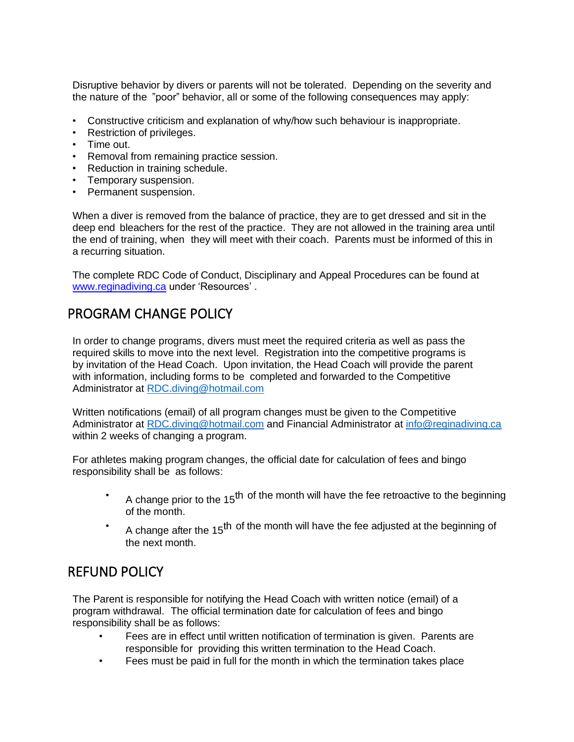Disruptive behavior by divers or parents will not be tolerated. Depending on the severity and the nature of the "poor" behavior, all or some of the following consequences may apply:

- Constructive criticism and explanation of why/how such behaviour is inappropriate.
- Restriction of privileges.
- Time out.
- Removal from remaining practice session.
- Reduction in training schedule.
- Temporary suspension.
- Permanent suspension.

When a diver is removed from the balance of practice, they are to get dressed and sit in the deep end bleachers for the rest of the practice. They are not allowed in the training area until the end of training, when they will meet with their coach. Parents must be informed of this in a recurring situation.

The complete RDC Code of Conduct, Disciplinary and Appeal Procedures can be found at [www.reginadiving.ca](http://www.reginadiving.ca) under 'Resources' .

## PROGRAM CHANGE POLICY

In order to change programs, divers must meet the required criteria as well as pass the required skills to move into the next level. Registration into the competitive programs is by invitation of the Head Coach. Upon invitation, the Head Coach will provide the parent with information, including forms to be completed and forwarded to the Competitive Administrator at RDC.diving@hotmail.com

Written notifications (email) of all program changes must be given to the Competitive Administrator at RDC.diving@hotmail.com and Financial Administrator at info@reginadiving.ca within 2 weeks of changing a program.

For athletes making program changes, the official date for calculation of fees and bingo responsibility shall be as follows:

- A change prior to the 15th of the month will have the fee retroactive to the beginning of the month.
- A change after the 15th of the month will have the fee adjusted at the beginning of the next month.

## REFUND POLICY

The Parent is responsible for notifying the Head Coach with written notice (email) of a program withdrawal. The official termination date for calculation of fees and bingo responsibility shall be as follows:

- Fees are in effect until written notification of termination is given. Parents are responsible for providing this written termination to the Head Coach.
- Fees must be paid in full for the month in which the termination takes place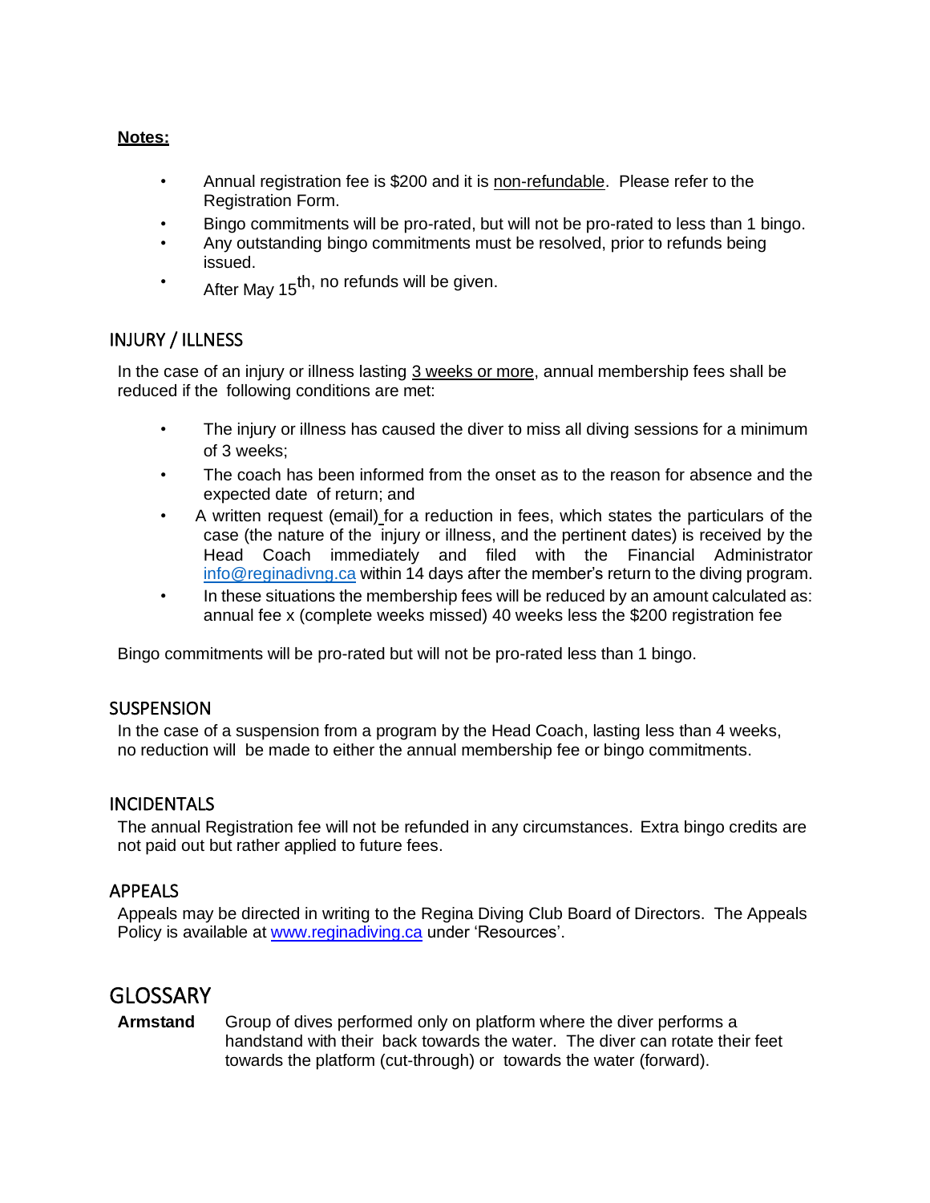**Notes:**

- Annual registration fee is $200 and it is non-refundable. Please refer to the Registration Form.
- Bingo commitments will be pro-rated, but will not be pro-rated to less than 1 bingo.
- Any outstanding bingo commitments must be resolved, prior to refunds being issued.
- After May 15th, no refunds will be given.

## INJURY / ILLNESS

In the case of an injury or illness lasting 3 weeks or more, annual membership fees shall be reduced if the following conditions are met:

- The injury or illness has caused the diver to miss all diving sessions for a minimum of 3 weeks;
- The coach has been informed from the onset as to the reason for absence and the expected date of return; and
- A written request (email) for a reduction in fees, which states the particulars of the case (the nature of the injury or illness, and the pertinent dates) is received by the Head Coach immediately and filed with the Financial Administrator info@reginadivng.ca within 14 days after the member's return to the diving program.
- In these situations the membership fees will be reduced by an amount calculated as: annual fee x (complete weeks missed) 40 weeks less the $200 registration fee

Bingo commitments will be pro-rated but will not be pro-rated less than 1 bingo.

## SUSPENSION

In the case of a suspension from a program by the Head Coach, lasting less than 4 weeks, no reduction will be made to either the annual membership fee or bingo commitments.

## INCIDENTALS

The annual Registration fee will not be refunded in any circumstances. Extra bingo credits are not paid out but rather applied to future fees.

## APPEALS

Appeals may be directed in writing to the Regina Diving Club Board of Directors. The Appeals Policy is available at www.reginadiving.ca under 'Resources'.

# GLOSSARY

**Armstand** Group of dives performed only on platform where the diver performs a handstand with their back towards the water. The diver can rotate their feet towards the platform (cut-through) or towards the water (forward).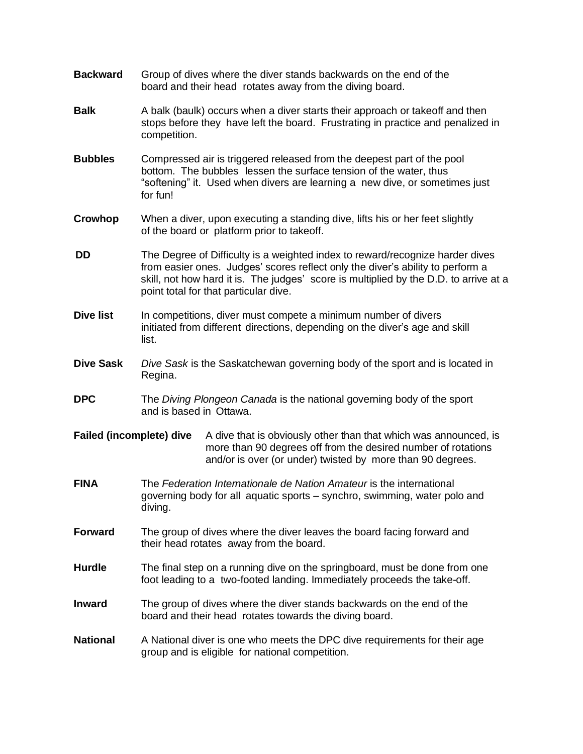**Backward** Group of dives where the diver stands backwards on the end of the board and their head rotates away from the diving board.

**Balk** A balk (baulk) occurs when a diver starts their approach or takeoff and then stops before they have left the board. Frustrating in practice and penalized in competition.

**Bubbles** Compressed air is triggered released from the deepest part of the pool bottom. The bubbles lessen the surface tension of the water, thus "softening" it. Used when divers are learning a new dive, or sometimes just for fun!

**Crowhop** When a diver, upon executing a standing dive, lifts his or her feet slightly of the board or platform prior to takeoff.

**DD** The Degree of Difficulty is a weighted index to reward/recognize harder dives from easier ones. Judges' scores reflect only the diver's ability to perform a skill, not how hard it is. The judges' score is multiplied by the D.D. to arrive at a point total for that particular dive.

**Dive list** In competitions, diver must compete a minimum number of divers initiated from different directions, depending on the diver's age and skill list.

**Dive Sask** *Dive Sask* is the Saskatchewan governing body of the sport and is located in Regina.

**DPC** The *Diving Plongeon Canada* is the national governing body of the sport and is based in Ottawa.

**Failed (incomplete) dive** A dive that is obviously other than that which was announced, is more than 90 degrees off from the desired number of rotations and/or is over (or under) twisted by more than 90 degrees.

**FINA** The *Federation Internationale de Nation Amateur* is the international governing body for all aquatic sports – synchro, swimming, water polo and diving.

**Forward** The group of dives where the diver leaves the board facing forward and their head rotates away from the board.

**Hurdle** The final step on a running dive on the springboard, must be done from one foot leading to a two-footed landing. Immediately proceeds the take-off.

**Inward** The group of dives where the diver stands backwards on the end of the board and their head rotates towards the diving board.

**National** A National diver is one who meets the DPC dive requirements for their age group and is eligible for national competition.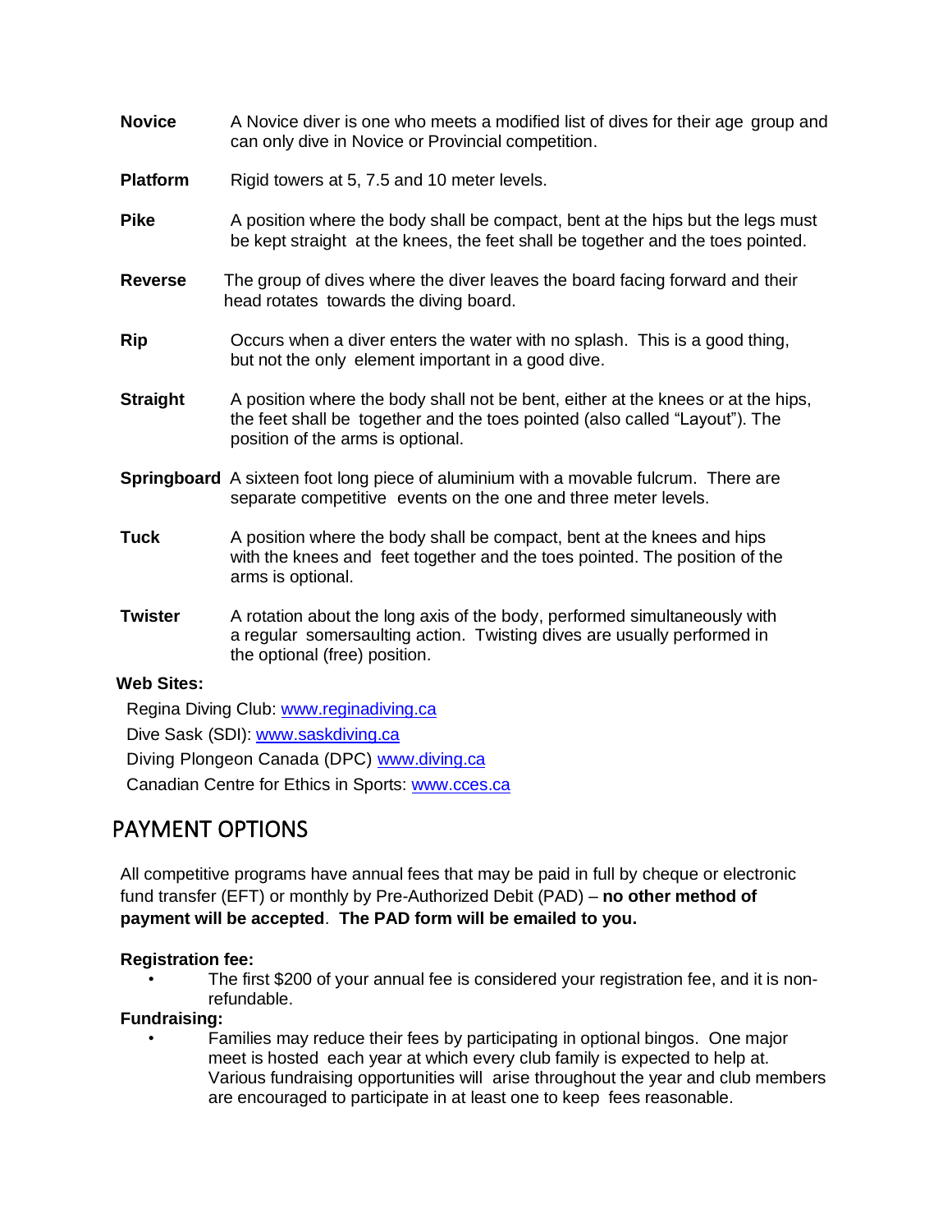**Novice** A Novice diver is one who meets a modified list of dives for their age group and can only dive in Novice or Provincial competition.

**Platform** Rigid towers at 5, 7.5 and 10 meter levels.

**Pike** A position where the body shall be compact, bent at the hips but the legs must be kept straight at the knees, the feet shall be together and the toes pointed.

**Reverse** The group of dives where the diver leaves the board facing forward and their head rotates towards the diving board.

**Rip** Occurs when a diver enters the water with no splash. This is a good thing, but not the only element important in a good dive.

**Straight** A position where the body shall not be bent, either at the knees or at the hips, the feet shall be together and the toes pointed (also called "Layout"). The position of the arms is optional.

**Springboard** A sixteen foot long piece of aluminium with a movable fulcrum. There are separate competitive events on the one and three meter levels.

**Tuck** A position where the body shall be compact, bent at the knees and hips with the knees and feet together and the toes pointed. The position of the arms is optional.

**Twister** A rotation about the long axis of the body, performed simultaneously with a regular somersaulting action. Twisting dives are usually performed in the optional (free) position.

**Web Sites:**

Regina Diving Club: www.reginadiving.ca

Dive Sask (SDI): www.saskdiving.ca

Diving Plongeon Canada (DPC) www.diving.ca

Canadian Centre for Ethics in Sports: www.cces.ca

# PAYMENT OPTIONS

All competitive programs have annual fees that may be paid in full by cheque or electronic fund transfer (EFT) or monthly by Pre-Authorized Debit (PAD) – **no other method of payment will be accepted**. **The PAD form will be emailed to you.**

**Registration fee:**

- The first $200 of your annual fee is considered your registration fee, and it is non-refundable.

**Fundraising:**

- Families may reduce their fees by participating in optional bingos. One major meet is hosted each year at which every club family is expected to help at. Various fundraising opportunities will arise throughout the year and club members are encouraged to participate in at least one to keep fees reasonable.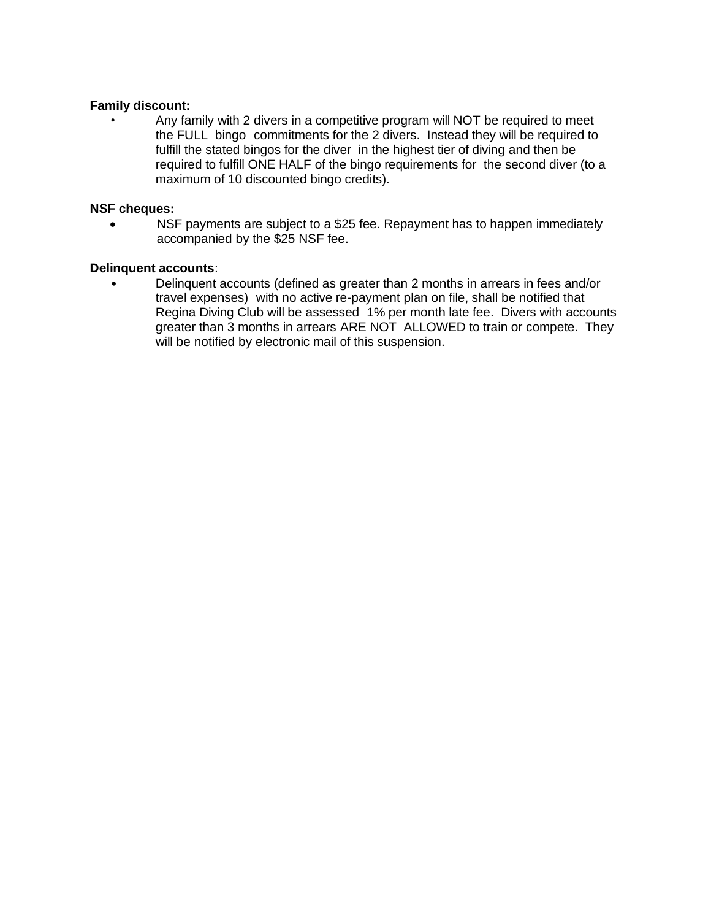**Family discount:**

- Any family with 2 divers in a competitive program will NOT be required to meet the FULL bingo commitments for the 2 divers. Instead they will be required to fulfill the stated bingos for the diver in the highest tier of diving and then be required to fulfill ONE HALF of the bingo requirements for the second diver (to a maximum of 10 discounted bingo credits).

**NSF cheques:**

- NSF payments are subject to a $25 fee. Repayment has to happen immediately accompanied by the $25 NSF fee.

**Delinquent accounts**:

- Delinquent accounts (defined as greater than 2 months in arrears in fees and/or travel expenses) with no active re-payment plan on file, shall be notified that Regina Diving Club will be assessed 1% per month late fee. Divers with accounts greater than 3 months in arrears ARE NOT ALLOWED to train or compete. They will be notified by electronic mail of this suspension.